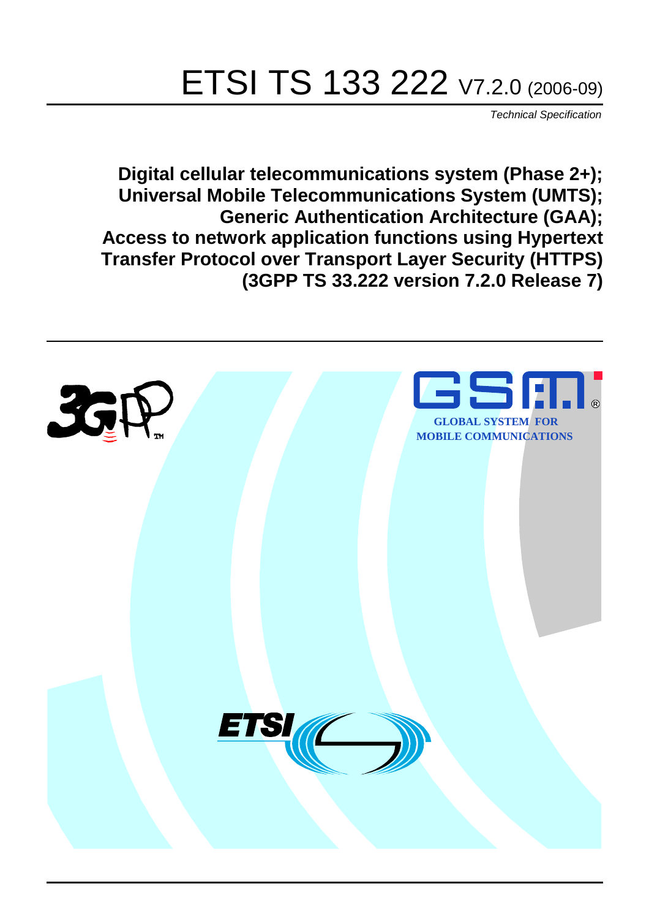# ETSI TS 133 222 V7.2.0 (2006-09)

*Technical Specification*

**Digital cellular telecommunications system (Phase 2+);**
**Universal Mobile Telecommunications System (UMTS);**
**Generic Authentication Architecture (GAA);**
**Access to network application functions using Hypertext Transfer Protocol over Transport Layer Security (HTTPS)**
**(3GPP TS 33.222 version 7.2.0 Release 7)**

GLOBAL SYSTEM FOR MOBILE COMMUNICATIONS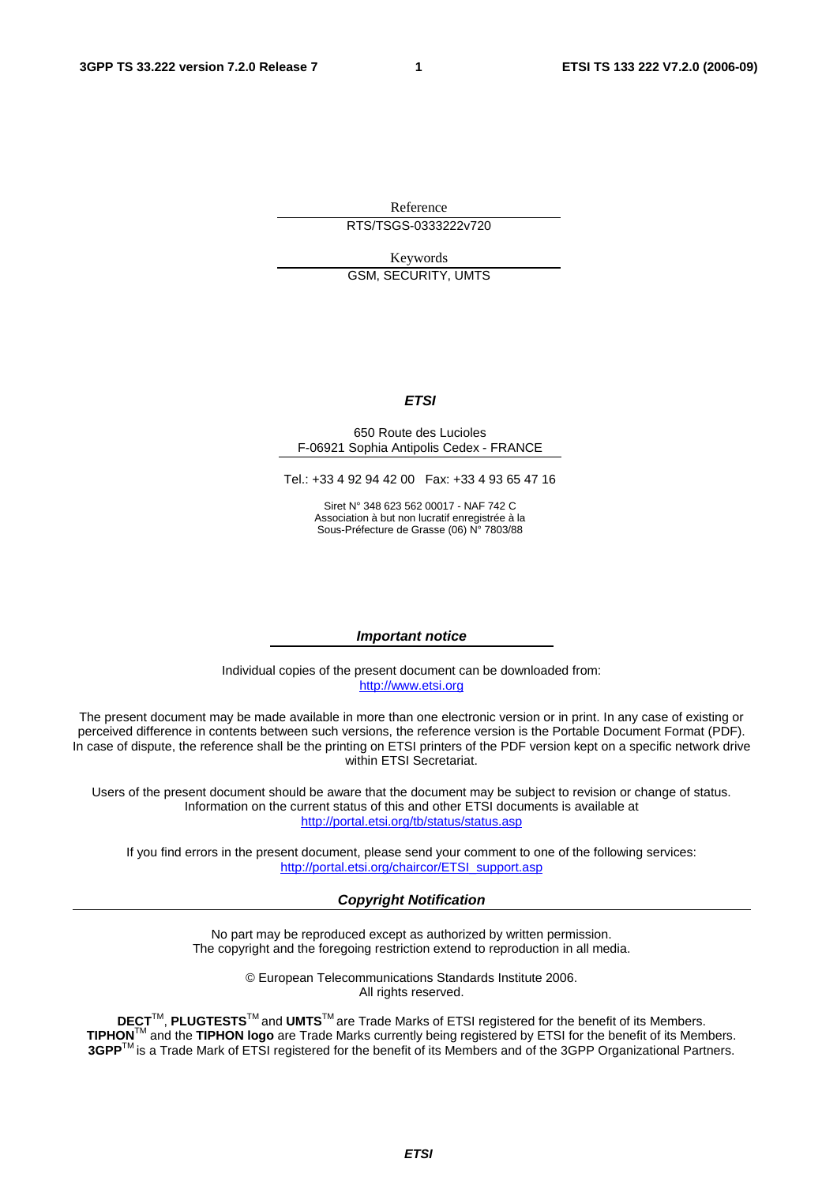Reference

RTS/TSGS-0333222v720

Keywords

GSM, SECURITY, UMTS

***ETSI***

650 Route des Lucioles
F-06921 Sophia Antipolis Cedex - FRANCE

Tel.: +33 4 92 94 42 00 Fax: +33 4 93 65 47 16

Siret N° 348 623 562 00017 - NAF 742 C
Association à but non lucratif enregistrée à la
Sous-Préfecture de Grasse (06) N° 7803/88

***Important notice***

Individual copies of the present document can be downloaded from:
http://www.etsi.org

The present document may be made available in more than one electronic version or in print. In any case of existing or perceived difference in contents between such versions, the reference version is the Portable Document Format (PDF). In case of dispute, the reference shall be the printing on ETSI printers of the PDF version kept on a specific network drive within ETSI Secretariat.

Users of the present document should be aware that the document may be subject to revision or change of status. Information on the current status of this and other ETSI documents is available at
http://portal.etsi.org/tb/status/status.asp

If you find errors in the present document, please send your comment to one of the following services:
http://portal.etsi.org/chaircor/ETSI_support.asp

***Copyright Notification***

No part may be reproduced except as authorized by written permission.
The copyright and the foregoing restriction extend to reproduction in all media.

© European Telecommunications Standards Institute 2006.
All rights reserved.

**DECT**TM, **PLUGTESTS**TM and **UMTS**TM are Trade Marks of ETSI registered for the benefit of its Members.
**TIPHON**TM and the **TIPHON logo** are Trade Marks currently being registered by ETSI for the benefit of its Members.
**3GPP**TM is a Trade Mark of ETSI registered for the benefit of its Members and of the 3GPP Organizational Partners.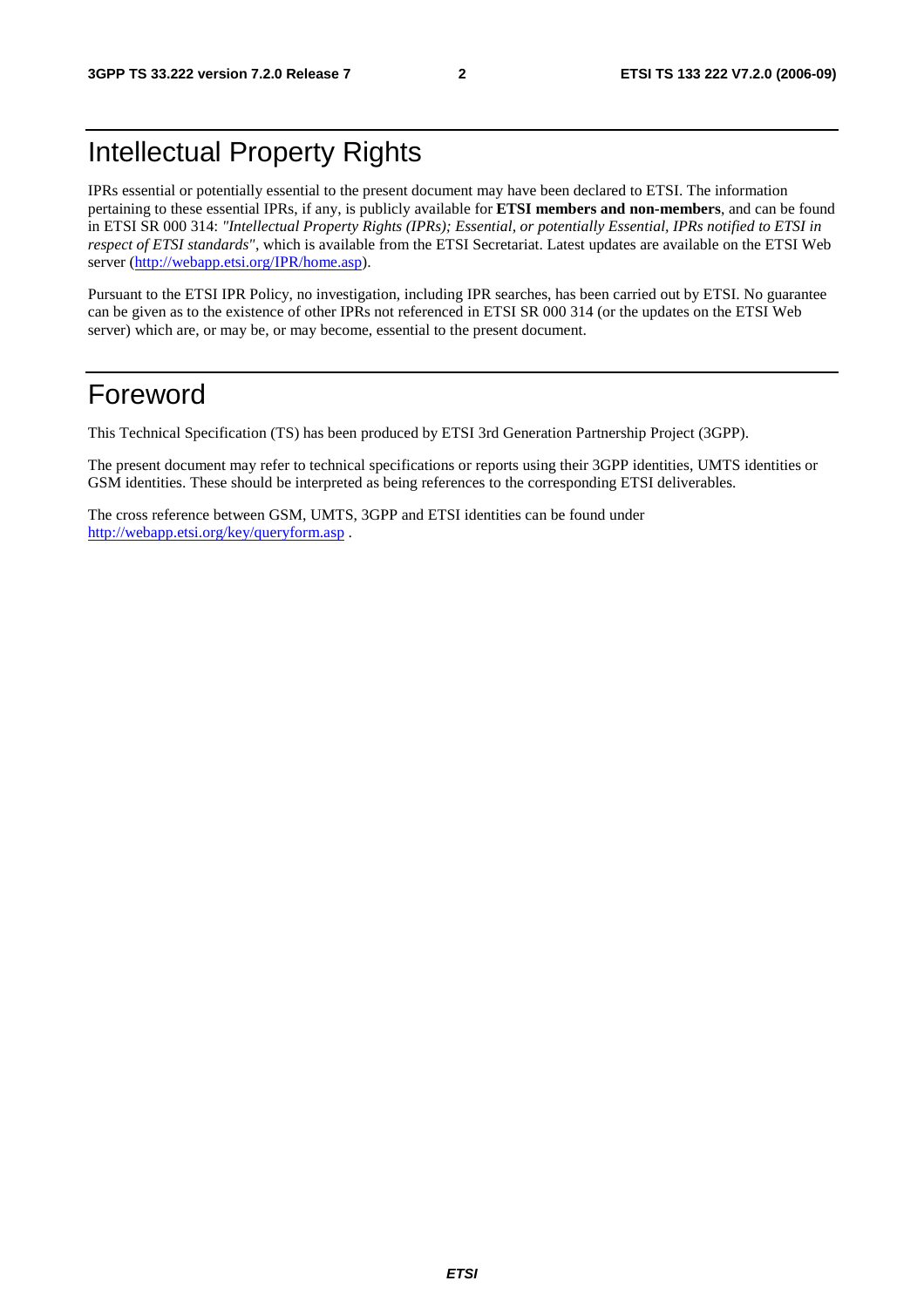# Intellectual Property Rights

IPRs essential or potentially essential to the present document may have been declared to ETSI. The information pertaining to these essential IPRs, if any, is publicly available for **ETSI members and non-members**, and can be found in ETSI SR 000 314: *"Intellectual Property Rights (IPRs); Essential, or potentially Essential, IPRs notified to ETSI in respect of ETSI standards"*, which is available from the ETSI Secretariat. Latest updates are available on the ETSI Web server (http://webapp.etsi.org/IPR/home.asp).

Pursuant to the ETSI IPR Policy, no investigation, including IPR searches, has been carried out by ETSI. No guarantee can be given as to the existence of other IPRs not referenced in ETSI SR 000 314 (or the updates on the ETSI Web server) which are, or may be, or may become, essential to the present document.

# Foreword

This Technical Specification (TS) has been produced by ETSI 3rd Generation Partnership Project (3GPP).

The present document may refer to technical specifications or reports using their 3GPP identities, UMTS identities or GSM identities. These should be interpreted as being references to the corresponding ETSI deliverables.

The cross reference between GSM, UMTS, 3GPP and ETSI identities can be found under http://webapp.etsi.org/key/queryform.asp .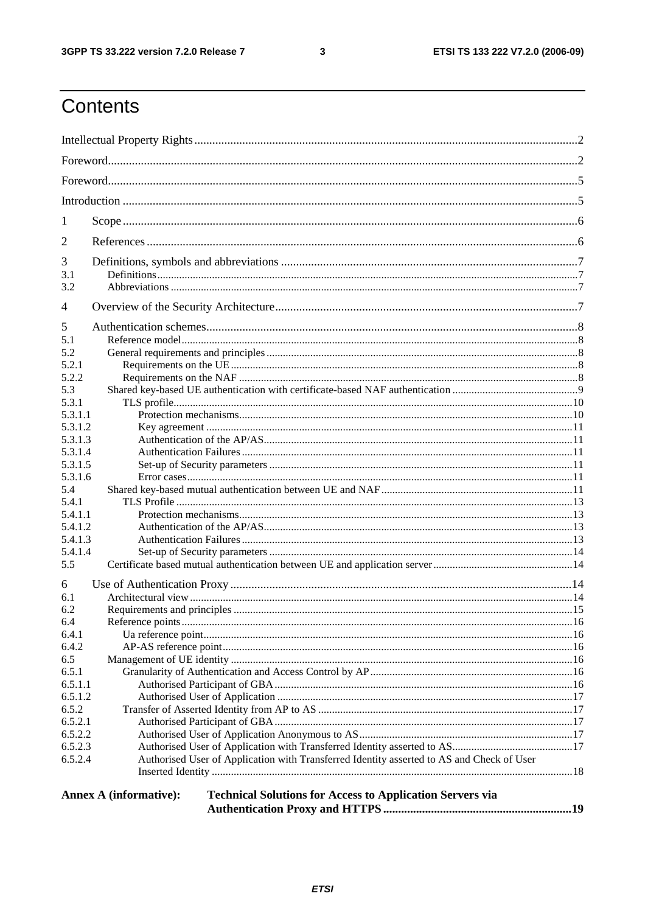# Contents

Intellectual Property Rights ..... 2

Foreword ..... 2

Foreword ..... 5

Introduction ..... 5

1 Scope ..... 6

2 References ..... 6

3 Definitions, symbols and abbreviations ..... 7
3.1 Definitions ..... 7
3.2 Abbreviations ..... 7

4 Overview of the Security Architecture ..... 7

5 Authentication schemes ..... 8
5.1 Reference model ..... 8
5.2 General requirements and principles ..... 8
5.2.1 Requirements on the UE ..... 8
5.2.2 Requirements on the NAF ..... 8
5.3 Shared key-based UE authentication with certificate-based NAF authentication ..... 9
5.3.1 TLS profile ..... 10
5.3.1.1 Protection mechanisms ..... 10
5.3.1.2 Key agreement ..... 11
5.3.1.3 Authentication of the AP/AS ..... 11
5.3.1.4 Authentication Failures ..... 11
5.3.1.5 Set-up of Security parameters ..... 11
5.3.1.6 Error cases ..... 11
5.4 Shared key-based mutual authentication between UE and NAF ..... 11
5.4.1 TLS Profile ..... 13
5.4.1.1 Protection mechanisms ..... 13
5.4.1.2 Authentication of the AP/AS ..... 13
5.4.1.3 Authentication Failures ..... 13
5.4.1.4 Set-up of Security parameters ..... 14
5.5 Certificate based mutual authentication between UE and application server ..... 14

6 Use of Authentication Proxy ..... 14
6.1 Architectural view ..... 14
6.2 Requirements and principles ..... 15
6.4 Reference points ..... 16
6.4.1 Ua reference point ..... 16
6.4.2 AP-AS reference point ..... 16
6.5 Management of UE identity ..... 16
6.5.1 Granularity of Authentication and Access Control by AP ..... 16
6.5.1.1 Authorised Participant of GBA ..... 16
6.5.1.2 Authorised User of Application ..... 17
6.5.2 Transfer of Asserted Identity from AP to AS ..... 17
6.5.2.1 Authorised Participant of GBA ..... 17
6.5.2.2 Authorised User of Application Anonymous to AS ..... 17
6.5.2.3 Authorised User of Application with Transferred Identity asserted to AS ..... 17
6.5.2.4 Authorised User of Application with Transferred Identity asserted to AS and Check of User Inserted Identity ..... 18

**Annex A (informative): Technical Solutions for Access to Application Servers via Authentication Proxy and HTTPS ..... 19**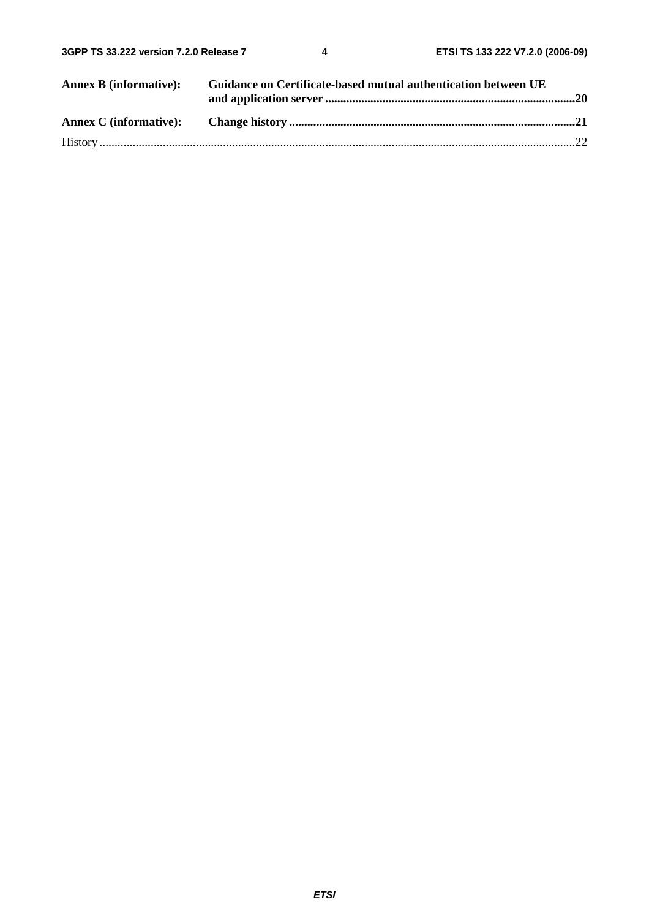**Annex B (informative):** **Guidance on Certificate-based mutual authentication between UE and application server** ..... **20**

**Annex C (informative):** **Change history** ..... **21**

History ..... 22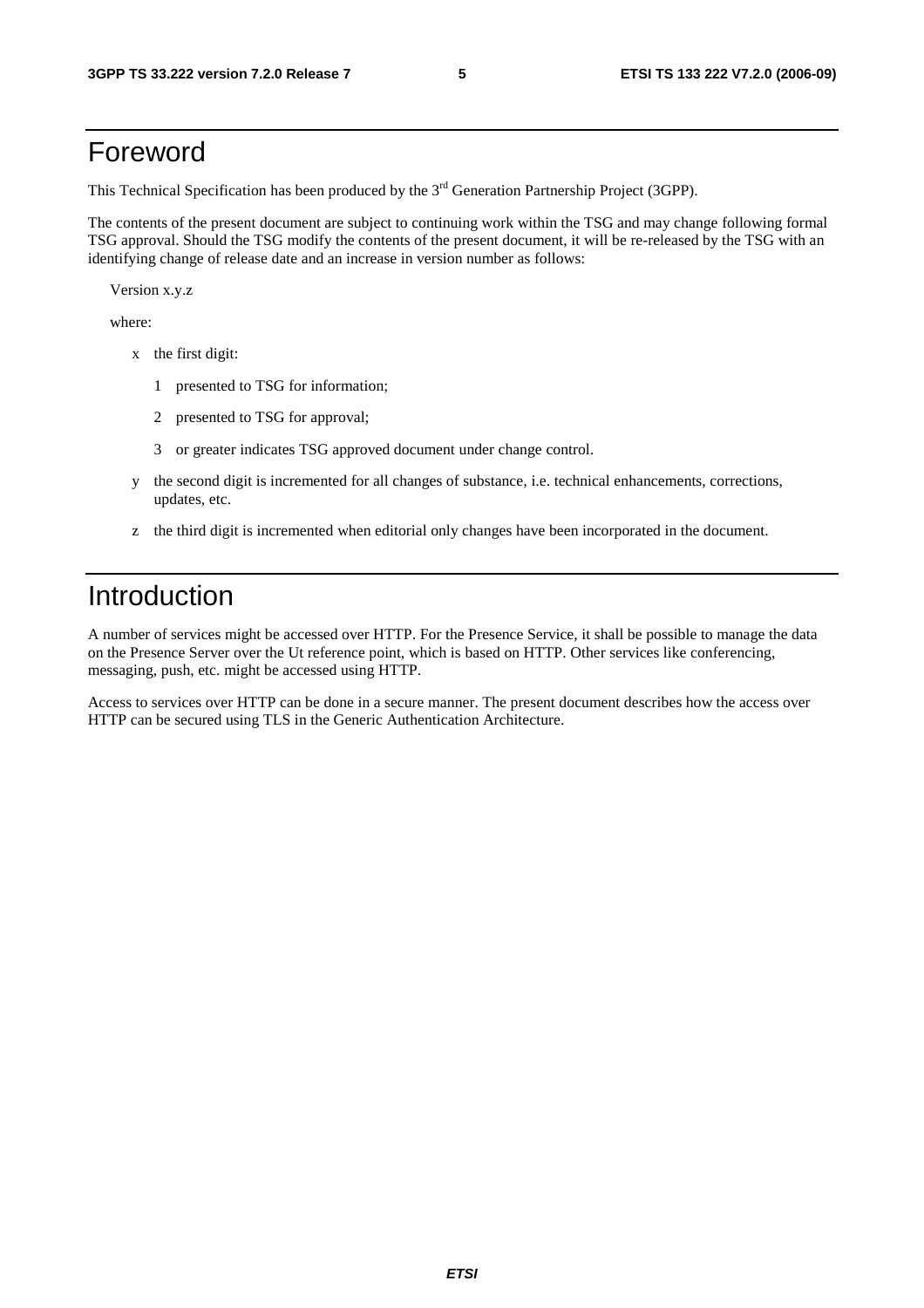# Foreword

This Technical Specification has been produced by the 3rd Generation Partnership Project (3GPP).

The contents of the present document are subject to continuing work within the TSG and may change following formal TSG approval. Should the TSG modify the contents of the present document, it will be re-released by the TSG with an identifying change of release date and an increase in version number as follows:

Version x.y.z

where:

- x the first digit:
  - 1 presented to TSG for information;
  - 2 presented to TSG for approval;
  - 3 or greater indicates TSG approved document under change control.
- y the second digit is incremented for all changes of substance, i.e. technical enhancements, corrections, updates, etc.
- z the third digit is incremented when editorial only changes have been incorporated in the document.

# Introduction

A number of services might be accessed over HTTP. For the Presence Service, it shall be possible to manage the data on the Presence Server over the Ut reference point, which is based on HTTP. Other services like conferencing, messaging, push, etc. might be accessed using HTTP.

Access to services over HTTP can be done in a secure manner. The present document describes how the access over HTTP can be secured using TLS in the Generic Authentication Architecture.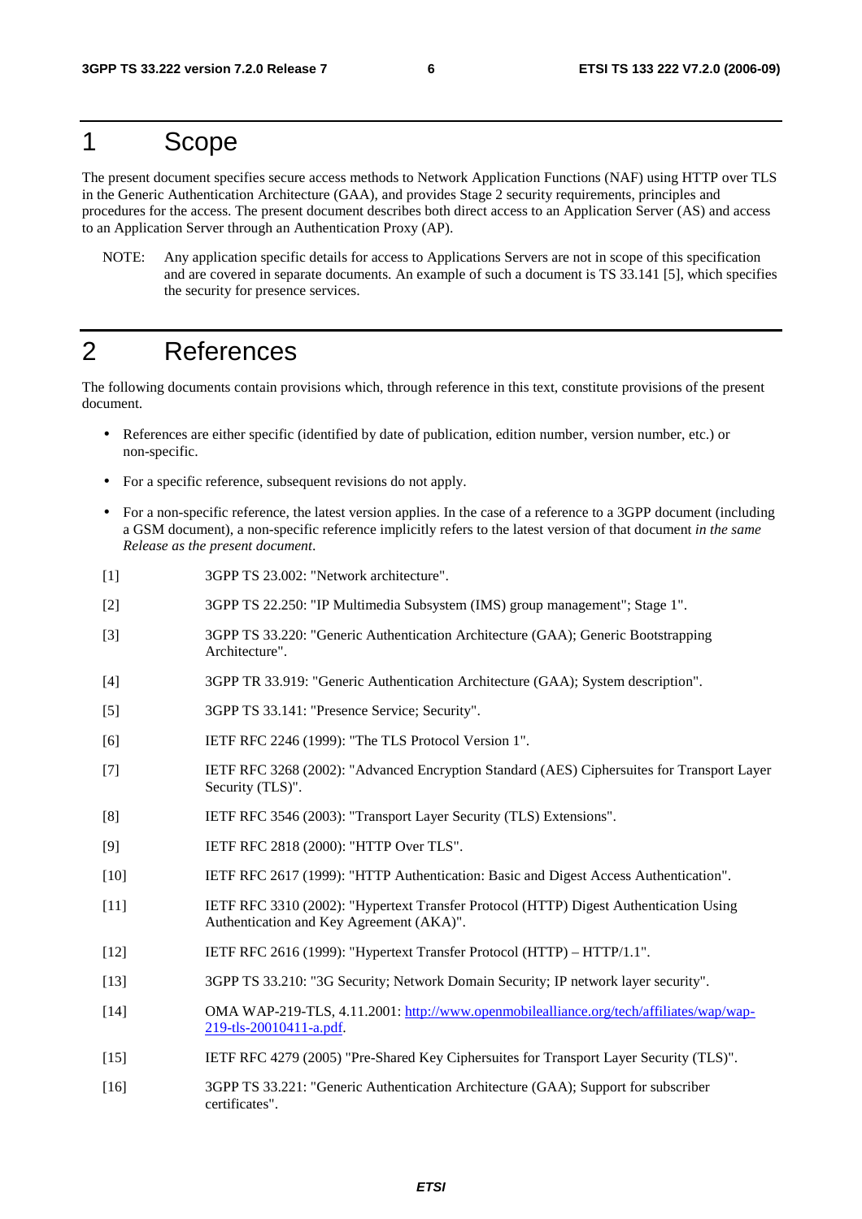# 1 Scope

The present document specifies secure access methods to Network Application Functions (NAF) using HTTP over TLS in the Generic Authentication Architecture (GAA), and provides Stage 2 security requirements, principles and procedures for the access. The present document describes both direct access to an Application Server (AS) and access to an Application Server through an Authentication Proxy (AP).

NOTE: Any application specific details for access to Applications Servers are not in scope of this specification and are covered in separate documents. An example of such a document is TS 33.141 [5], which specifies the security for presence services.

# 2 References

The following documents contain provisions which, through reference in this text, constitute provisions of the present document.

- References are either specific (identified by date of publication, edition number, version number, etc.) or non-specific.
- For a specific reference, subsequent revisions do not apply.
- For a non-specific reference, the latest version applies. In the case of a reference to a 3GPP document (including a GSM document), a non-specific reference implicitly refers to the latest version of that document *in the same Release as the present document*.

[1] 3GPP TS 23.002: "Network architecture".

[2] 3GPP TS 22.250: "IP Multimedia Subsystem (IMS) group management"; Stage 1".

[3] 3GPP TS 33.220: "Generic Authentication Architecture (GAA); Generic Bootstrapping Architecture".

[4] 3GPP TR 33.919: "Generic Authentication Architecture (GAA); System description".

[5] 3GPP TS 33.141: "Presence Service; Security".

[6] IETF RFC 2246 (1999): "The TLS Protocol Version 1".

[7] IETF RFC 3268 (2002): "Advanced Encryption Standard (AES) Ciphersuites for Transport Layer Security (TLS)".

[8] IETF RFC 3546 (2003): "Transport Layer Security (TLS) Extensions".

[9] IETF RFC 2818 (2000): "HTTP Over TLS".

[10] IETF RFC 2617 (1999): "HTTP Authentication: Basic and Digest Access Authentication".

[11] IETF RFC 3310 (2002): "Hypertext Transfer Protocol (HTTP) Digest Authentication Using Authentication and Key Agreement (AKA)".

[12] IETF RFC 2616 (1999): "Hypertext Transfer Protocol (HTTP) – HTTP/1.1".

[13] 3GPP TS 33.210: "3G Security; Network Domain Security; IP network layer security".

[14] OMA WAP-219-TLS, 4.11.2001: http://www.openmobilealliance.org/tech/affiliates/wap/wap-219-tls-20010411-a.pdf.

[15] IETF RFC 4279 (2005) "Pre-Shared Key Ciphersuites for Transport Layer Security (TLS)".

[16] 3GPP TS 33.221: "Generic Authentication Architecture (GAA); Support for subscriber certificates".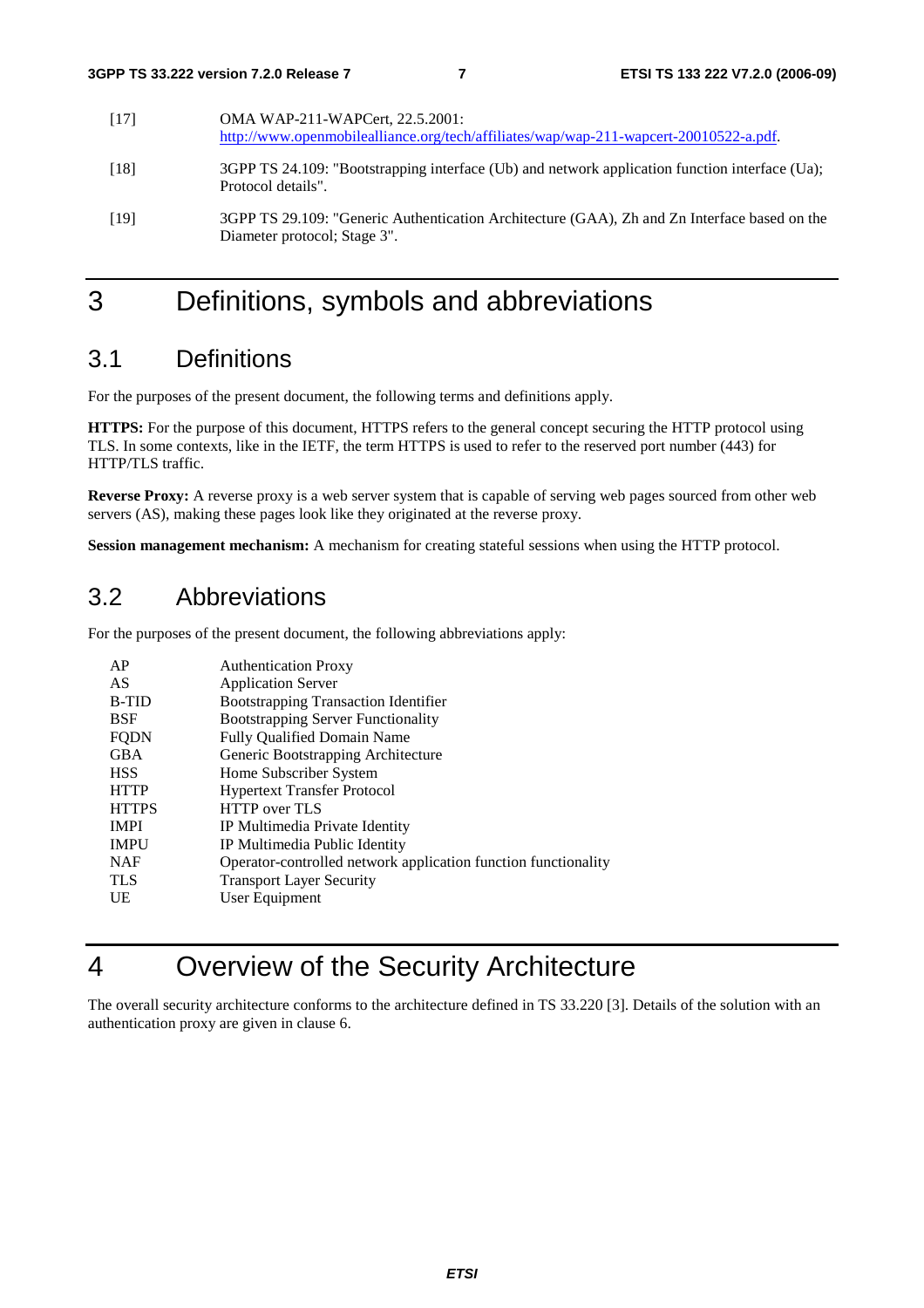[17] OMA WAP-211-WAPCert, 22.5.2001: http://www.openmobilealliance.org/tech/affiliates/wap/wap-211-wapcert-20010522-a.pdf.

[18] 3GPP TS 24.109: "Bootstrapping interface (Ub) and network application function interface (Ua); Protocol details".

[19] 3GPP TS 29.109: "Generic Authentication Architecture (GAA), Zh and Zn Interface based on the Diameter protocol; Stage 3".

# 3 Definitions, symbols and abbreviations

## 3.1 Definitions

For the purposes of the present document, the following terms and definitions apply.

**HTTPS:** For the purpose of this document, HTTPS refers to the general concept securing the HTTP protocol using TLS. In some contexts, like in the IETF, the term HTTPS is used to refer to the reserved port number (443) for HTTP/TLS traffic.

**Reverse Proxy:** A reverse proxy is a web server system that is capable of serving web pages sourced from other web servers (AS), making these pages look like they originated at the reverse proxy.

**Session management mechanism:** A mechanism for creating stateful sessions when using the HTTP protocol.

## 3.2 Abbreviations

For the purposes of the present document, the following abbreviations apply:

| | |
|---|---|
| AP | Authentication Proxy |
| AS | Application Server |
| B-TID | Bootstrapping Transaction Identifier |
| BSF | Bootstrapping Server Functionality |
| FQDN | Fully Qualified Domain Name |
| GBA | Generic Bootstrapping Architecture |
| HSS | Home Subscriber System |
| HTTP | Hypertext Transfer Protocol |
| HTTPS | HTTP over TLS |
| IMPI | IP Multimedia Private Identity |
| IMPU | IP Multimedia Public Identity |
| NAF | Operator-controlled network application function functionality |
| TLS | Transport Layer Security |
| UE | User Equipment |

# 4 Overview of the Security Architecture

The overall security architecture conforms to the architecture defined in TS 33.220 [3]. Details of the solution with an authentication proxy are given in clause 6.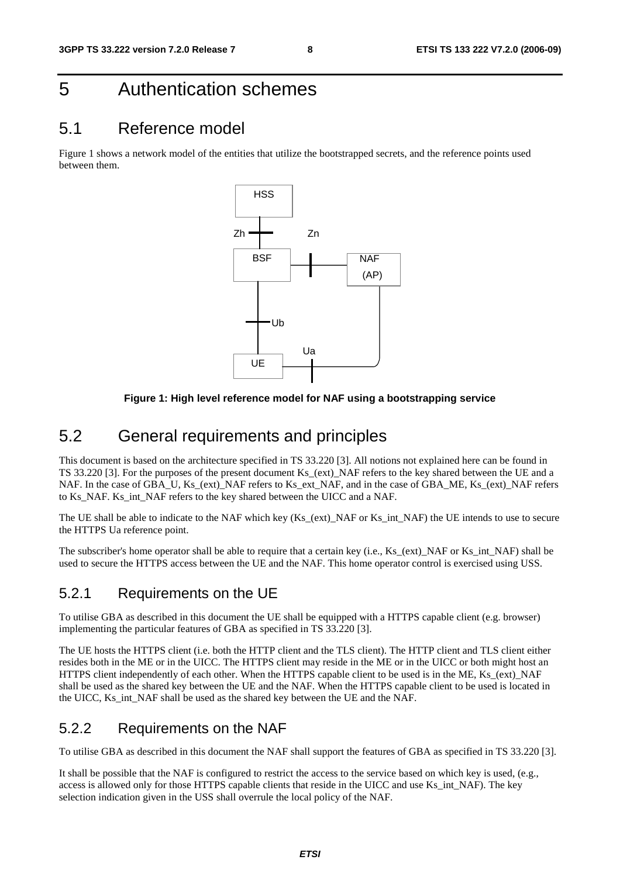# 5 Authentication schemes

## 5.1 Reference model

Figure 1 shows a network model of the entities that utilize the bootstrapped secrets, and the reference points used between them.

**Figure 1: High level reference model for NAF using a bootstrapping service**

## 5.2 General requirements and principles

This document is based on the architecture specified in TS 33.220 [3]. All notions not explained here can be found in TS 33.220 [3]. For the purposes of the present document Ks_(ext)_NAF refers to the key shared between the UE and a NAF. In the case of GBA_U, Ks_(ext)_NAF refers to Ks_ext_NAF, and in the case of GBA_ME, Ks_(ext)_NAF refers to Ks_NAF. Ks_int_NAF refers to the key shared between the UICC and a NAF.

The UE shall be able to indicate to the NAF which key (Ks_(ext)_NAF or Ks_int_NAF) the UE intends to use to secure the HTTPS Ua reference point.

The subscriber's home operator shall be able to require that a certain key (i.e., Ks_(ext)_NAF or Ks_int_NAF) shall be used to secure the HTTPS access between the UE and the NAF. This home operator control is exercised using USS.

### 5.2.1 Requirements on the UE

To utilise GBA as described in this document the UE shall be equipped with a HTTPS capable client (e.g. browser) implementing the particular features of GBA as specified in TS 33.220 [3].

The UE hosts the HTTPS client (i.e. both the HTTP client and the TLS client). The HTTP client and TLS client either resides both in the ME or in the UICC. The HTTPS client may reside in the ME or in the UICC or both might host an HTTPS client independently of each other. When the HTTPS capable client to be used is in the ME, Ks_(ext)_NAF shall be used as the shared key between the UE and the NAF. When the HTTPS capable client to be used is located in the UICC, Ks_int_NAF shall be used as the shared key between the UE and the NAF.

### 5.2.2 Requirements on the NAF

To utilise GBA as described in this document the NAF shall support the features of GBA as specified in TS 33.220 [3].

It shall be possible that the NAF is configured to restrict the access to the service based on which key is used, (e.g., access is allowed only for those HTTPS capable clients that reside in the UICC and use Ks_int_NAF). The key selection indication given in the USS shall overrule the local policy of the NAF.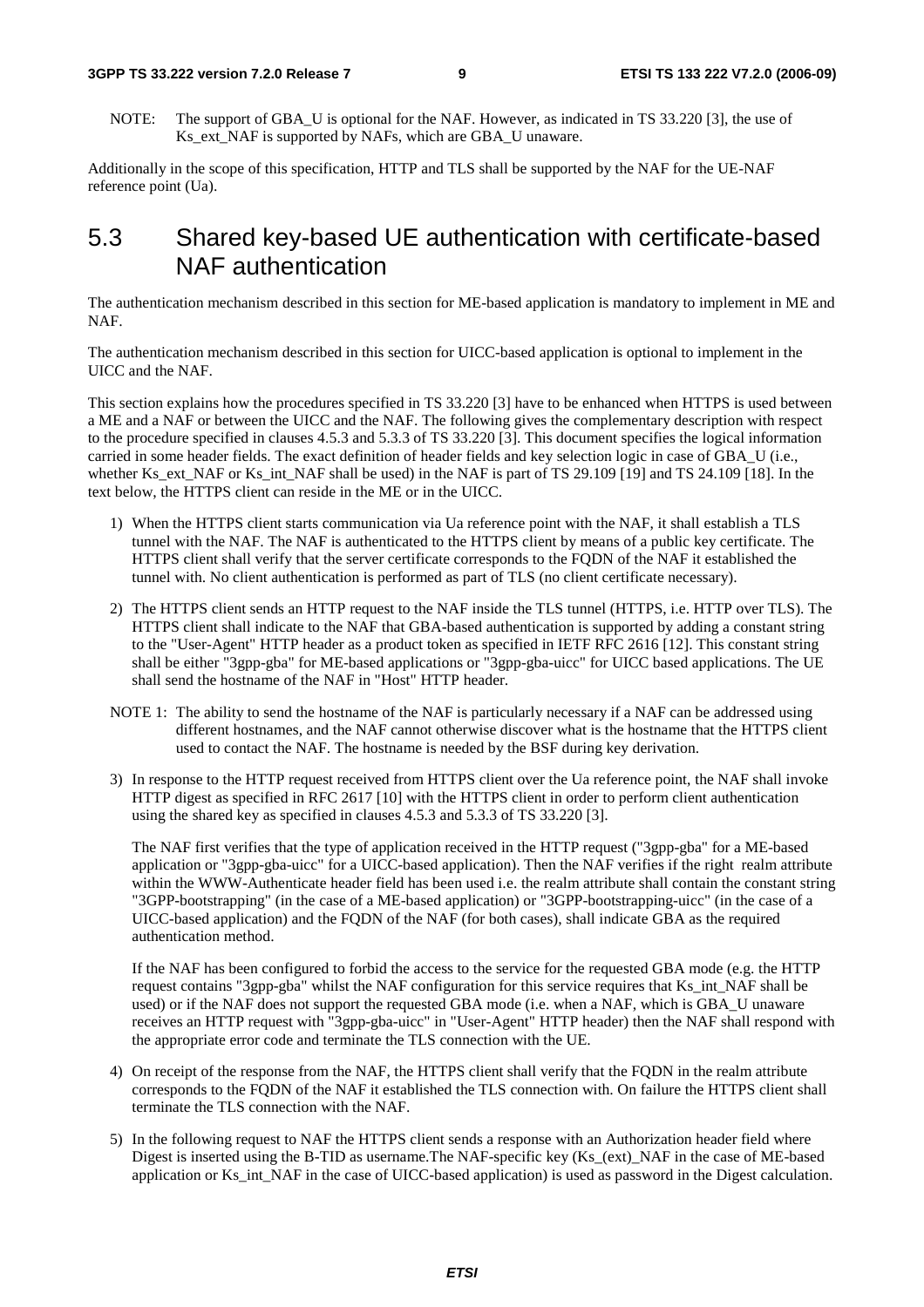NOTE: The support of GBA_U is optional for the NAF. However, as indicated in TS 33.220 [3], the use of Ks_ext_NAF is supported by NAFs, which are GBA_U unaware.

Additionally in the scope of this specification, HTTP and TLS shall be supported by the NAF for the UE-NAF reference point (Ua).

## 5.3 Shared key-based UE authentication with certificate-based NAF authentication

The authentication mechanism described in this section for ME-based application is mandatory to implement in ME and NAF.

The authentication mechanism described in this section for UICC-based application is optional to implement in the UICC and the NAF.

This section explains how the procedures specified in TS 33.220 [3] have to be enhanced when HTTPS is used between a ME and a NAF or between the UICC and the NAF. The following gives the complementary description with respect to the procedure specified in clauses 4.5.3 and 5.3.3 of TS 33.220 [3]. This document specifies the logical information carried in some header fields. The exact definition of header fields and key selection logic in case of GBA_U (i.e., whether Ks_ext_NAF or Ks_int_NAF shall be used) in the NAF is part of TS 29.109 [19] and TS 24.109 [18]. In the text below, the HTTPS client can reside in the ME or in the UICC.

1) When the HTTPS client starts communication via Ua reference point with the NAF, it shall establish a TLS tunnel with the NAF. The NAF is authenticated to the HTTPS client by means of a public key certificate. The HTTPS client shall verify that the server certificate corresponds to the FQDN of the NAF it established the tunnel with. No client authentication is performed as part of TLS (no client certificate necessary).

2) The HTTPS client sends an HTTP request to the NAF inside the TLS tunnel (HTTPS, i.e. HTTP over TLS). The HTTPS client shall indicate to the NAF that GBA-based authentication is supported by adding a constant string to the "User-Agent" HTTP header as a product token as specified in IETF RFC 2616 [12]. This constant string shall be either "3gpp-gba" for ME-based applications or "3gpp-gba-uicc" for UICC based applications. The UE shall send the hostname of the NAF in "Host" HTTP header.

NOTE 1: The ability to send the hostname of the NAF is particularly necessary if a NAF can be addressed using different hostnames, and the NAF cannot otherwise discover what is the hostname that the HTTPS client used to contact the NAF. The hostname is needed by the BSF during key derivation.

3) In response to the HTTP request received from HTTPS client over the Ua reference point, the NAF shall invoke HTTP digest as specified in RFC 2617 [10] with the HTTPS client in order to perform client authentication using the shared key as specified in clauses 4.5.3 and 5.3.3 of TS 33.220 [3].

   The NAF first verifies that the type of application received in the HTTP request ("3gpp-gba" for a ME-based application or "3gpp-gba-uicc" for a UICC-based application). Then the NAF verifies if the right realm attribute within the WWW-Authenticate header field has been used i.e. the realm attribute shall contain the constant string "3GPP-bootstrapping" (in the case of a ME-based application) or "3GPP-bootstrapping-uicc" (in the case of a UICC-based application) and the FQDN of the NAF (for both cases), shall indicate GBA as the required authentication method.

   If the NAF has been configured to forbid the access to the service for the requested GBA mode (e.g. the HTTP request contains "3gpp-gba" whilst the NAF configuration for this service requires that Ks_int_NAF shall be used) or if the NAF does not support the requested GBA mode (i.e. when a NAF, which is GBA_U unaware receives an HTTP request with "3gpp-gba-uicc" in "User-Agent" HTTP header) then the NAF shall respond with the appropriate error code and terminate the TLS connection with the UE.

4) On receipt of the response from the NAF, the HTTPS client shall verify that the FQDN in the realm attribute corresponds to the FQDN of the NAF it established the TLS connection with. On failure the HTTPS client shall terminate the TLS connection with the NAF.

5) In the following request to NAF the HTTPS client sends a response with an Authorization header field where Digest is inserted using the B-TID as username.The NAF-specific key (Ks_(ext)_NAF in the case of ME-based application or Ks_int_NAF in the case of UICC-based application) is used as password in the Digest calculation.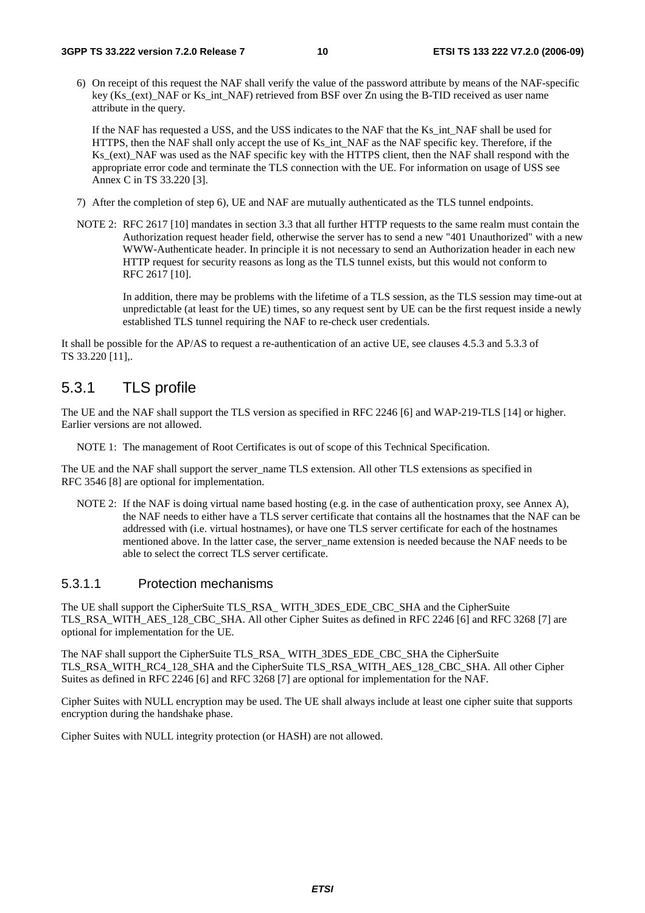6) On receipt of this request the NAF shall verify the value of the password attribute by means of the NAF-specific key (Ks_(ext)_NAF or Ks_int_NAF) retrieved from BSF over Zn using the B-TID received as user name attribute in the query.

   If the NAF has requested a USS, and the USS indicates to the NAF that the Ks_int_NAF shall be used for HTTPS, then the NAF shall only accept the use of Ks_int_NAF as the NAF specific key. Therefore, if the Ks_(ext)_NAF was used as the NAF specific key with the HTTPS client, then the NAF shall respond with the appropriate error code and terminate the TLS connection with the UE. For information on usage of USS see Annex C in TS 33.220 [3].

7) After the completion of step 6), UE and NAF are mutually authenticated as the TLS tunnel endpoints.

NOTE 2: RFC 2617 [10] mandates in section 3.3 that all further HTTP requests to the same realm must contain the Authorization request header field, otherwise the server has to send a new "401 Unauthorized" with a new WWW-Authenticate header. In principle it is not necessary to send an Authorization header in each new HTTP request for security reasons as long as the TLS tunnel exists, but this would not conform to RFC 2617 [10].

In addition, there may be problems with the lifetime of a TLS session, as the TLS session may time-out at unpredictable (at least for the UE) times, so any request sent by UE can be the first request inside a newly established TLS tunnel requiring the NAF to re-check user credentials.

It shall be possible for the AP/AS to request a re-authentication of an active UE, see clauses 4.5.3 and 5.3.3 of TS 33.220 [11],.

## 5.3.1 TLS profile

The UE and the NAF shall support the TLS version as specified in RFC 2246 [6] and WAP-219-TLS [14] or higher. Earlier versions are not allowed.

NOTE 1: The management of Root Certificates is out of scope of this Technical Specification.

The UE and the NAF shall support the server_name TLS extension. All other TLS extensions as specified in RFC 3546 [8] are optional for implementation.

NOTE 2: If the NAF is doing virtual name based hosting (e.g. in the case of authentication proxy, see Annex A), the NAF needs to either have a TLS server certificate that contains all the hostnames that the NAF can be addressed with (i.e. virtual hostnames), or have one TLS server certificate for each of the hostnames mentioned above. In the latter case, the server_name extension is needed because the NAF needs to be able to select the correct TLS server certificate.

### 5.3.1.1 Protection mechanisms

The UE shall support the CipherSuite TLS_RSA_ WITH_3DES_EDE_CBC_SHA and the CipherSuite TLS_RSA_WITH_AES_128_CBC_SHA. All other Cipher Suites as defined in RFC 2246 [6] and RFC 3268 [7] are optional for implementation for the UE.

The NAF shall support the CipherSuite TLS_RSA_ WITH_3DES_EDE_CBC_SHA the CipherSuite TLS_RSA_WITH_RC4_128_SHA and the CipherSuite TLS_RSA_WITH_AES_128_CBC_SHA. All other Cipher Suites as defined in RFC 2246 [6] and RFC 3268 [7] are optional for implementation for the NAF.

Cipher Suites with NULL encryption may be used. The UE shall always include at least one cipher suite that supports encryption during the handshake phase.

Cipher Suites with NULL integrity protection (or HASH) are not allowed.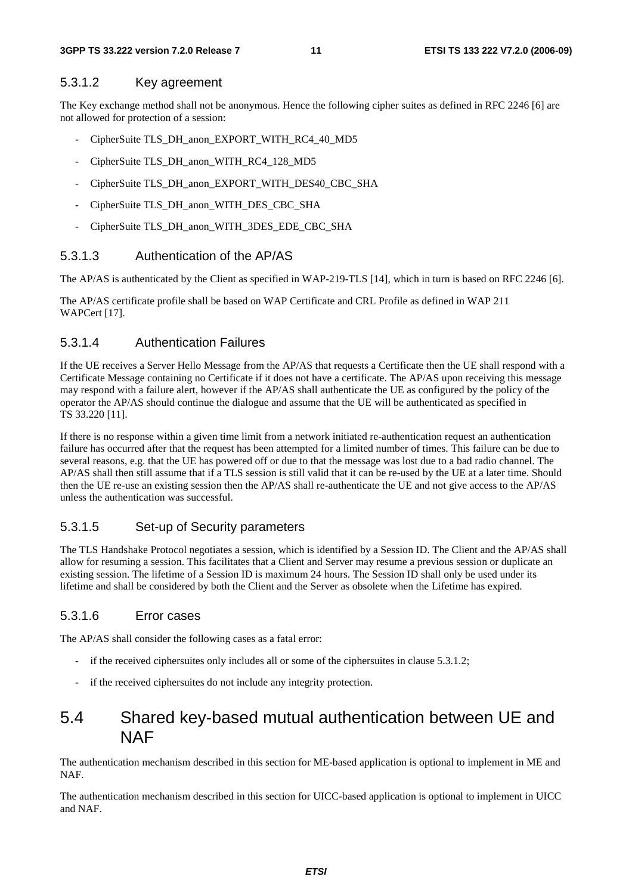#### 5.3.1.2 Key agreement

The Key exchange method shall not be anonymous. Hence the following cipher suites as defined in RFC 2246 [6] are not allowed for protection of a session:

- CipherSuite TLS_DH_anon_EXPORT_WITH_RC4_40_MD5
- CipherSuite TLS_DH_anon_WITH_RC4_128_MD5
- CipherSuite TLS_DH_anon_EXPORT_WITH_DES40_CBC_SHA
- CipherSuite TLS_DH_anon_WITH_DES_CBC_SHA
- CipherSuite TLS_DH_anon_WITH_3DES_EDE_CBC_SHA

#### 5.3.1.3 Authentication of the AP/AS

The AP/AS is authenticated by the Client as specified in WAP-219-TLS [14], which in turn is based on RFC 2246 [6].

The AP/AS certificate profile shall be based on WAP Certificate and CRL Profile as defined in WAP 211 WAPCert [17].

#### 5.3.1.4 Authentication Failures

If the UE receives a Server Hello Message from the AP/AS that requests a Certificate then the UE shall respond with a Certificate Message containing no Certificate if it does not have a certificate. The AP/AS upon receiving this message may respond with a failure alert, however if the AP/AS shall authenticate the UE as configured by the policy of the operator the AP/AS should continue the dialogue and assume that the UE will be authenticated as specified in TS 33.220 [11].

If there is no response within a given time limit from a network initiated re-authentication request an authentication failure has occurred after that the request has been attempted for a limited number of times. This failure can be due to several reasons, e.g. that the UE has powered off or due to that the message was lost due to a bad radio channel. The AP/AS shall then still assume that if a TLS session is still valid that it can be re-used by the UE at a later time. Should then the UE re-use an existing session then the AP/AS shall re-authenticate the UE and not give access to the AP/AS unless the authentication was successful.

#### 5.3.1.5 Set-up of Security parameters

The TLS Handshake Protocol negotiates a session, which is identified by a Session ID. The Client and the AP/AS shall allow for resuming a session. This facilitates that a Client and Server may resume a previous session or duplicate an existing session. The lifetime of a Session ID is maximum 24 hours. The Session ID shall only be used under its lifetime and shall be considered by both the Client and the Server as obsolete when the Lifetime has expired.

#### 5.3.1.6 Error cases

The AP/AS shall consider the following cases as a fatal error:

- if the received ciphersuites only includes all or some of the ciphersuites in clause 5.3.1.2;
- if the received ciphersuites do not include any integrity protection.

## 5.4 Shared key-based mutual authentication between UE and NAF

The authentication mechanism described in this section for ME-based application is optional to implement in ME and NAF.

The authentication mechanism described in this section for UICC-based application is optional to implement in UICC and NAF.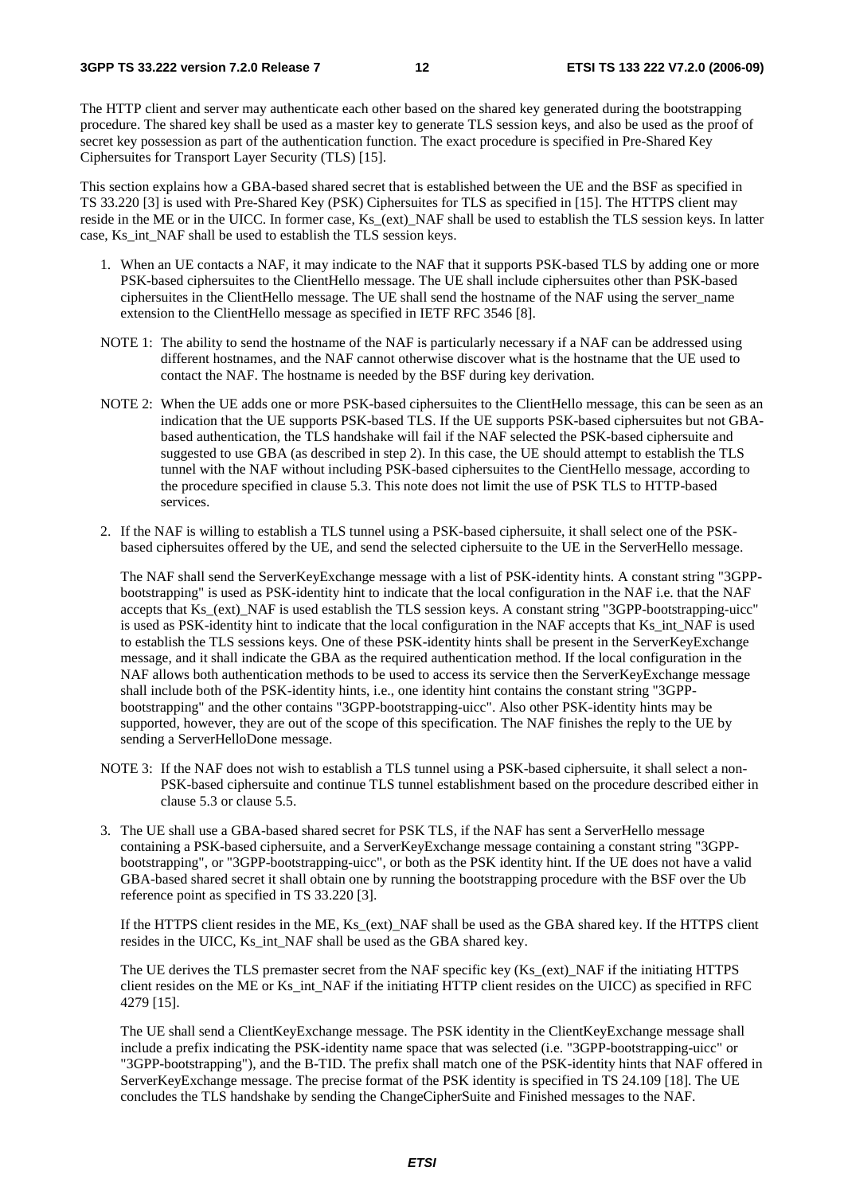The HTTP client and server may authenticate each other based on the shared key generated during the bootstrapping procedure. The shared key shall be used as a master key to generate TLS session keys, and also be used as the proof of secret key possession as part of the authentication function. The exact procedure is specified in Pre-Shared Key Ciphersuites for Transport Layer Security (TLS) [15].

This section explains how a GBA-based shared secret that is established between the UE and the BSF as specified in TS 33.220 [3] is used with Pre-Shared Key (PSK) Ciphersuites for TLS as specified in [15]. The HTTPS client may reside in the ME or in the UICC. In former case, Ks_(ext)_NAF shall be used to establish the TLS session keys. In latter case, Ks_int_NAF shall be used to establish the TLS session keys.

1. When an UE contacts a NAF, it may indicate to the NAF that it supports PSK-based TLS by adding one or more PSK-based ciphersuites to the ClientHello message. The UE shall include ciphersuites other than PSK-based ciphersuites in the ClientHello message. The UE shall send the hostname of the NAF using the server_name extension to the ClientHello message as specified in IETF RFC 3546 [8].

NOTE 1: The ability to send the hostname of the NAF is particularly necessary if a NAF can be addressed using different hostnames, and the NAF cannot otherwise discover what is the hostname that the UE used to contact the NAF. The hostname is needed by the BSF during key derivation.

NOTE 2: When the UE adds one or more PSK-based ciphersuites to the ClientHello message, this can be seen as an indication that the UE supports PSK-based TLS. If the UE supports PSK-based ciphersuites but not GBA-based authentication, the TLS handshake will fail if the NAF selected the PSK-based ciphersuite and suggested to use GBA (as described in step 2). In this case, the UE should attempt to establish the TLS tunnel with the NAF without including PSK-based ciphersuites to the CientHello message, according to the procedure specified in clause 5.3. This note does not limit the use of PSK TLS to HTTP-based services.

2. If the NAF is willing to establish a TLS tunnel using a PSK-based ciphersuite, it shall select one of the PSK-based ciphersuites offered by the UE, and send the selected ciphersuite to the UE in the ServerHello message.

   The NAF shall send the ServerKeyExchange message with a list of PSK-identity hints. A constant string "3GPP-bootstrapping" is used as PSK-identity hint to indicate that the local configuration in the NAF i.e. that the NAF accepts that Ks_(ext)_NAF is used establish the TLS session keys. A constant string "3GPP-bootstrapping-uicc" is used as PSK-identity hint to indicate that the local configuration in the NAF accepts that Ks_int_NAF is used to establish the TLS sessions keys. One of these PSK-identity hints shall be present in the ServerKeyExchange message, and it shall indicate the GBA as the required authentication method. If the local configuration in the NAF allows both authentication methods to be used to access its service then the ServerKeyExchange message shall include both of the PSK-identity hints, i.e., one identity hint contains the constant string "3GPP-bootstrapping" and the other contains "3GPP-bootstrapping-uicc". Also other PSK-identity hints may be supported, however, they are out of the scope of this specification. The NAF finishes the reply to the UE by sending a ServerHelloDone message.

NOTE 3: If the NAF does not wish to establish a TLS tunnel using a PSK-based ciphersuite, it shall select a non-PSK-based ciphersuite and continue TLS tunnel establishment based on the procedure described either in clause 5.3 or clause 5.5.

3. The UE shall use a GBA-based shared secret for PSK TLS, if the NAF has sent a ServerHello message containing a PSK-based ciphersuite, and a ServerKeyExchange message containing a constant string "3GPP-bootstrapping", or "3GPP-bootstrapping-uicc", or both as the PSK identity hint. If the UE does not have a valid GBA-based shared secret it shall obtain one by running the bootstrapping procedure with the BSF over the Ub reference point as specified in TS 33.220 [3].

   If the HTTPS client resides in the ME, Ks_(ext)_NAF shall be used as the GBA shared key. If the HTTPS client resides in the UICC, Ks_int_NAF shall be used as the GBA shared key.

   The UE derives the TLS premaster secret from the NAF specific key (Ks_(ext)_NAF if the initiating HTTPS client resides on the ME or Ks_int_NAF if the initiating HTTP client resides on the UICC) as specified in RFC 4279 [15].

   The UE shall send a ClientKeyExchange message. The PSK identity in the ClientKeyExchange message shall include a prefix indicating the PSK-identity name space that was selected (i.e. "3GPP-bootstrapping-uicc" or "3GPP-bootstrapping"), and the B-TID. The prefix shall match one of the PSK-identity hints that NAF offered in ServerKeyExchange message. The precise format of the PSK identity is specified in TS 24.109 [18]. The UE concludes the TLS handshake by sending the ChangeCipherSuite and Finished messages to the NAF.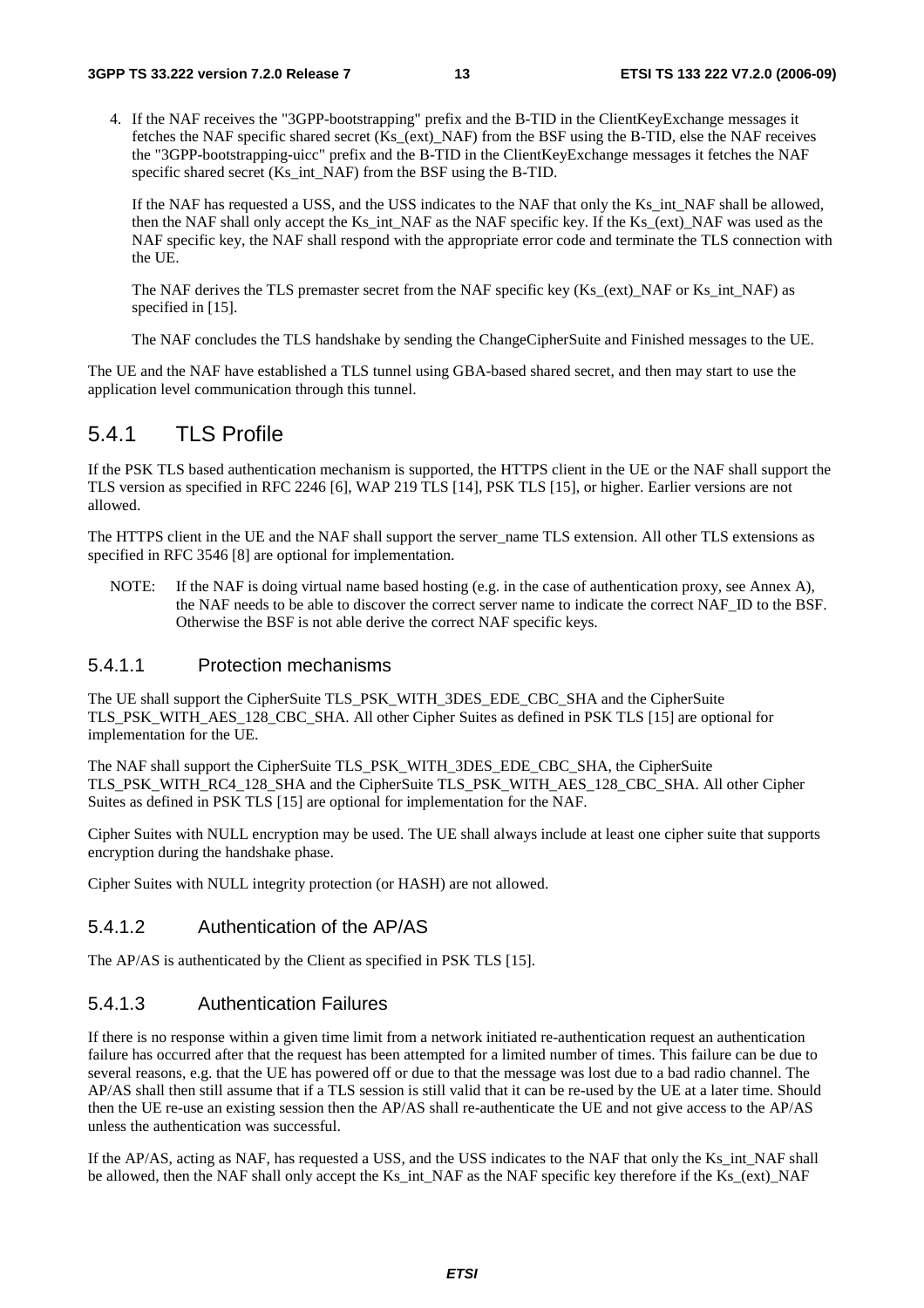4. If the NAF receives the "3GPP-bootstrapping" prefix and the B-TID in the ClientKeyExchange messages it fetches the NAF specific shared secret (Ks_(ext)_NAF) from the BSF using the B-TID, else the NAF receives the "3GPP-bootstrapping-uicc" prefix and the B-TID in the ClientKeyExchange messages it fetches the NAF specific shared secret (Ks_int_NAF) from the BSF using the B-TID.

   If the NAF has requested a USS, and the USS indicates to the NAF that only the Ks_int_NAF shall be allowed, then the NAF shall only accept the Ks_int_NAF as the NAF specific key. If the Ks_(ext)_NAF was used as the NAF specific key, the NAF shall respond with the appropriate error code and terminate the TLS connection with the UE.

   The NAF derives the TLS premaster secret from the NAF specific key (Ks_(ext)_NAF or Ks_int_NAF) as specified in [15].

   The NAF concludes the TLS handshake by sending the ChangeCipherSuite and Finished messages to the UE.

The UE and the NAF have established a TLS tunnel using GBA-based shared secret, and then may start to use the application level communication through this tunnel.

## 5.4.1 TLS Profile

If the PSK TLS based authentication mechanism is supported, the HTTPS client in the UE or the NAF shall support the TLS version as specified in RFC 2246 [6], WAP 219 TLS [14], PSK TLS [15], or higher. Earlier versions are not allowed.

The HTTPS client in the UE and the NAF shall support the server_name TLS extension. All other TLS extensions as specified in RFC 3546 [8] are optional for implementation.

NOTE: If the NAF is doing virtual name based hosting (e.g. in the case of authentication proxy, see Annex A), the NAF needs to be able to discover the correct server name to indicate the correct NAF_ID to the BSF. Otherwise the BSF is not able derive the correct NAF specific keys.

### 5.4.1.1 Protection mechanisms

The UE shall support the CipherSuite TLS_PSK_WITH_3DES_EDE_CBC_SHA and the CipherSuite TLS_PSK_WITH_AES_128_CBC_SHA. All other Cipher Suites as defined in PSK TLS [15] are optional for implementation for the UE.

The NAF shall support the CipherSuite TLS_PSK_WITH_3DES_EDE_CBC_SHA, the CipherSuite TLS_PSK_WITH_RC4_128_SHA and the CipherSuite TLS_PSK_WITH_AES_128_CBC_SHA. All other Cipher Suites as defined in PSK TLS [15] are optional for implementation for the NAF.

Cipher Suites with NULL encryption may be used. The UE shall always include at least one cipher suite that supports encryption during the handshake phase.

Cipher Suites with NULL integrity protection (or HASH) are not allowed.

### 5.4.1.2 Authentication of the AP/AS

The AP/AS is authenticated by the Client as specified in PSK TLS [15].

### 5.4.1.3 Authentication Failures

If there is no response within a given time limit from a network initiated re-authentication request an authentication failure has occurred after that the request has been attempted for a limited number of times. This failure can be due to several reasons, e.g. that the UE has powered off or due to that the message was lost due to a bad radio channel. The AP/AS shall then still assume that if a TLS session is still valid that it can be re-used by the UE at a later time. Should then the UE re-use an existing session then the AP/AS shall re-authenticate the UE and not give access to the AP/AS unless the authentication was successful.

If the AP/AS, acting as NAF, has requested a USS, and the USS indicates to the NAF that only the Ks_int_NAF shall be allowed, then the NAF shall only accept the Ks_int_NAF as the NAF specific key therefore if the Ks_(ext)_NAF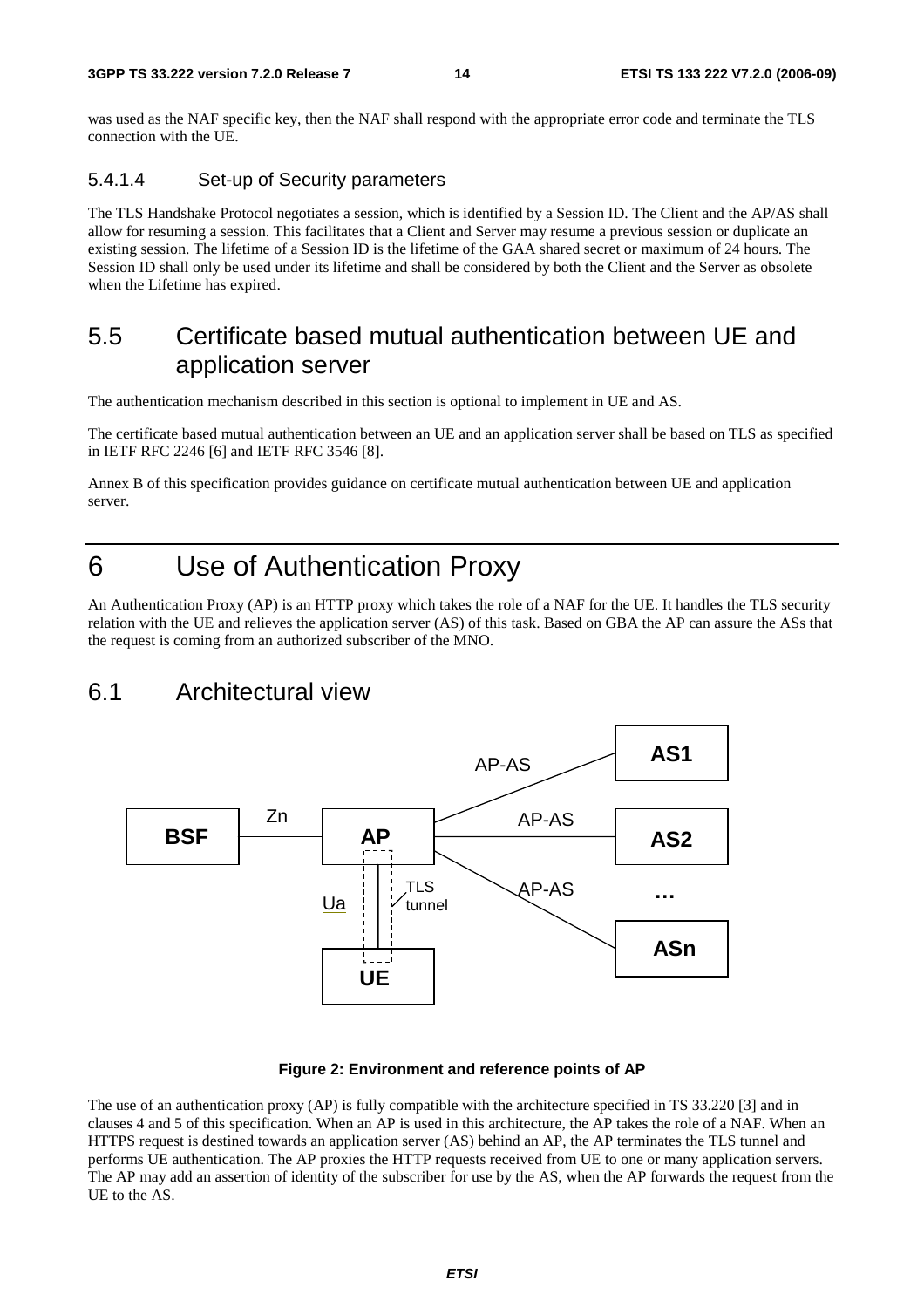was used as the NAF specific key, then the NAF shall respond with the appropriate error code and terminate the TLS connection with the UE.

#### 5.4.1.4 Set-up of Security parameters

The TLS Handshake Protocol negotiates a session, which is identified by a Session ID. The Client and the AP/AS shall allow for resuming a session. This facilitates that a Client and Server may resume a previous session or duplicate an existing session. The lifetime of a Session ID is the lifetime of the GAA shared secret or maximum of 24 hours. The Session ID shall only be used under its lifetime and shall be considered by both the Client and the Server as obsolete when the Lifetime has expired.

## 5.5 Certificate based mutual authentication between UE and application server

The authentication mechanism described in this section is optional to implement in UE and AS.

The certificate based mutual authentication between an UE and an application server shall be based on TLS as specified in IETF RFC 2246 [6] and IETF RFC 3546 [8].

Annex B of this specification provides guidance on certificate mutual authentication between UE and application server.

# 6 Use of Authentication Proxy

An Authentication Proxy (AP) is an HTTP proxy which takes the role of a NAF for the UE. It handles the TLS security relation with the UE and relieves the application server (AS) of this task. Based on GBA the AP can assure the ASs that the request is coming from an authorized subscriber of the MNO.

## 6.1 Architectural view

**Figure 2: Environment and reference points of AP**

The use of an authentication proxy (AP) is fully compatible with the architecture specified in TS 33.220 [3] and in clauses 4 and 5 of this specification. When an AP is used in this architecture, the AP takes the role of a NAF. When an HTTPS request is destined towards an application server (AS) behind an AP, the AP terminates the TLS tunnel and performs UE authentication. The AP proxies the HTTP requests received from UE to one or many application servers. The AP may add an assertion of identity of the subscriber for use by the AS, when the AP forwards the request from the UE to the AS.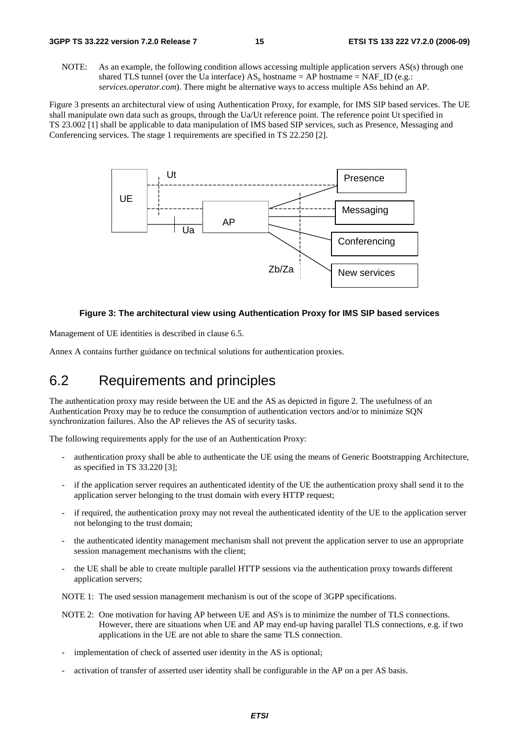NOTE: As an example, the following condition allows accessing multiple application servers AS(s) through one shared TLS tunnel (over the Ua interface) $AS_n$ hostname = AP hostname = NAF_ID (e.g.: *services.operator.com*). There might be alternative ways to access multiple ASs behind an AP.

Figure 3 presents an architectural view of using Authentication Proxy, for example, for IMS SIP based services. The UE shall manipulate own data such as groups, through the Ua/Ut reference point. The reference point Ut specified in TS 23.002 [1] shall be applicable to data manipulation of IMS based SIP services, such as Presence, Messaging and Conferencing services. The stage 1 requirements are specified in TS 22.250 [2].

**Figure 3: The architectural view using Authentication Proxy for IMS SIP based services**

Management of UE identities is described in clause 6.5.

Annex A contains further guidance on technical solutions for authentication proxies.

## 6.2 Requirements and principles

The authentication proxy may reside between the UE and the AS as depicted in figure 2. The usefulness of an Authentication Proxy may be to reduce the consumption of authentication vectors and/or to minimize SQN synchronization failures. Also the AP relieves the AS of security tasks.

The following requirements apply for the use of an Authentication Proxy:

- authentication proxy shall be able to authenticate the UE using the means of Generic Bootstrapping Architecture, as specified in TS 33.220 [3];
- if the application server requires an authenticated identity of the UE the authentication proxy shall send it to the application server belonging to the trust domain with every HTTP request;
- if required, the authentication proxy may not reveal the authenticated identity of the UE to the application server not belonging to the trust domain;
- the authenticated identity management mechanism shall not prevent the application server to use an appropriate session management mechanisms with the client;
- the UE shall be able to create multiple parallel HTTP sessions via the authentication proxy towards different application servers;

NOTE 1: The used session management mechanism is out of the scope of 3GPP specifications.

NOTE 2: One motivation for having AP between UE and AS's is to minimize the number of TLS connections. However, there are situations when UE and AP may end-up having parallel TLS connections, e.g. if two applications in the UE are not able to share the same TLS connection.

- implementation of check of asserted user identity in the AS is optional;
- activation of transfer of asserted user identity shall be configurable in the AP on a per AS basis.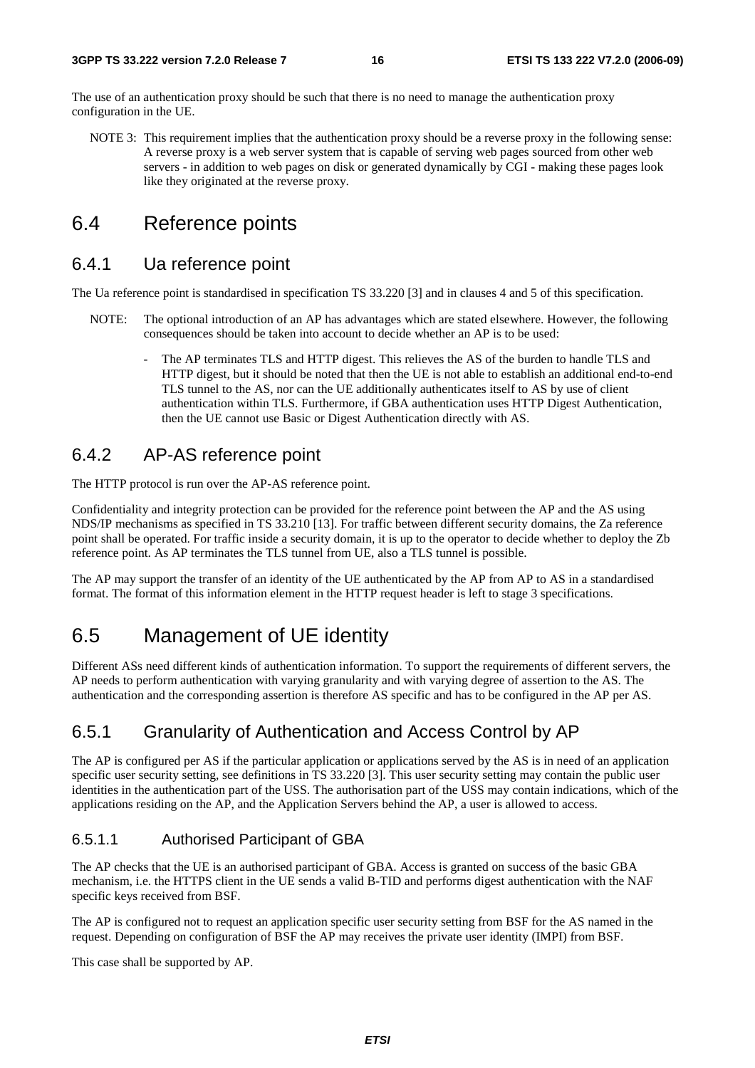The use of an authentication proxy should be such that there is no need to manage the authentication proxy configuration in the UE.

NOTE 3: This requirement implies that the authentication proxy should be a reverse proxy in the following sense: A reverse proxy is a web server system that is capable of serving web pages sourced from other web servers - in addition to web pages on disk or generated dynamically by CGI - making these pages look like they originated at the reverse proxy.

# 6.4 Reference points

## 6.4.1 Ua reference point

The Ua reference point is standardised in specification TS 33.220 [3] and in clauses 4 and 5 of this specification.

NOTE: The optional introduction of an AP has advantages which are stated elsewhere. However, the following consequences should be taken into account to decide whether an AP is to be used:

- The AP terminates TLS and HTTP digest. This relieves the AS of the burden to handle TLS and HTTP digest, but it should be noted that then the UE is not able to establish an additional end-to-end TLS tunnel to the AS, nor can the UE additionally authenticates itself to AS by use of client authentication within TLS. Furthermore, if GBA authentication uses HTTP Digest Authentication, then the UE cannot use Basic or Digest Authentication directly with AS.

## 6.4.2 AP-AS reference point

The HTTP protocol is run over the AP-AS reference point.

Confidentiality and integrity protection can be provided for the reference point between the AP and the AS using NDS/IP mechanisms as specified in TS 33.210 [13]. For traffic between different security domains, the Za reference point shall be operated. For traffic inside a security domain, it is up to the operator to decide whether to deploy the Zb reference point. As AP terminates the TLS tunnel from UE, also a TLS tunnel is possible.

The AP may support the transfer of an identity of the UE authenticated by the AP from AP to AS in a standardised format. The format of this information element in the HTTP request header is left to stage 3 specifications.

# 6.5 Management of UE identity

Different ASs need different kinds of authentication information. To support the requirements of different servers, the AP needs to perform authentication with varying granularity and with varying degree of assertion to the AS. The authentication and the corresponding assertion is therefore AS specific and has to be configured in the AP per AS.

## 6.5.1 Granularity of Authentication and Access Control by AP

The AP is configured per AS if the particular application or applications served by the AS is in need of an application specific user security setting, see definitions in TS 33.220 [3]. This user security setting may contain the public user identities in the authentication part of the USS. The authorisation part of the USS may contain indications, which of the applications residing on the AP, and the Application Servers behind the AP, a user is allowed to access.

### 6.5.1.1 Authorised Participant of GBA

The AP checks that the UE is an authorised participant of GBA. Access is granted on success of the basic GBA mechanism, i.e. the HTTPS client in the UE sends a valid B-TID and performs digest authentication with the NAF specific keys received from BSF.

The AP is configured not to request an application specific user security setting from BSF for the AS named in the request. Depending on configuration of BSF the AP may receives the private user identity (IMPI) from BSF.

This case shall be supported by AP.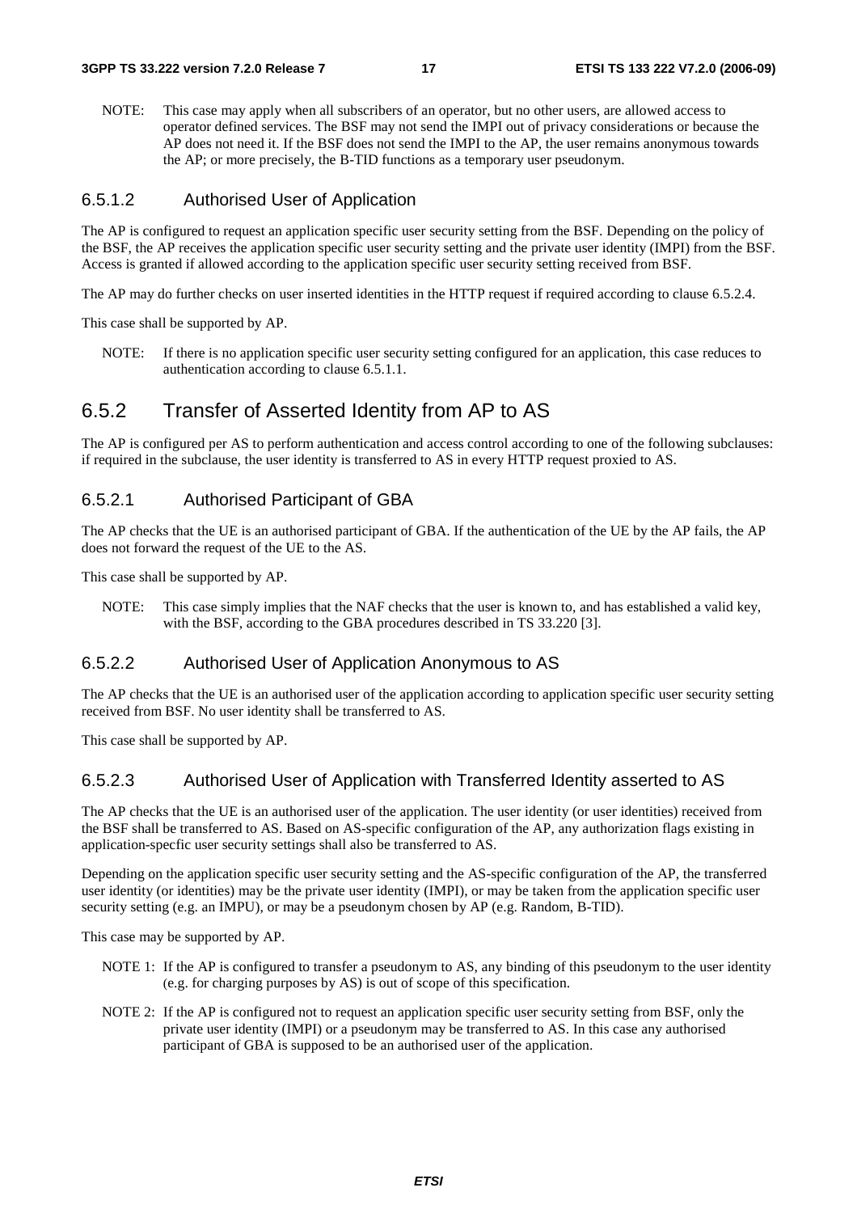NOTE: This case may apply when all subscribers of an operator, but no other users, are allowed access to operator defined services. The BSF may not send the IMPI out of privacy considerations or because the AP does not need it. If the BSF does not send the IMPI to the AP, the user remains anonymous towards the AP; or more precisely, the B-TID functions as a temporary user pseudonym.

#### 6.5.1.2 Authorised User of Application

The AP is configured to request an application specific user security setting from the BSF. Depending on the policy of the BSF, the AP receives the application specific user security setting and the private user identity (IMPI) from the BSF. Access is granted if allowed according to the application specific user security setting received from BSF.

The AP may do further checks on user inserted identities in the HTTP request if required according to clause 6.5.2.4.

This case shall be supported by AP.

NOTE: If there is no application specific user security setting configured for an application, this case reduces to authentication according to clause 6.5.1.1.

### 6.5.2 Transfer of Asserted Identity from AP to AS

The AP is configured per AS to perform authentication and access control according to one of the following subclauses: if required in the subclause, the user identity is transferred to AS in every HTTP request proxied to AS.

#### 6.5.2.1 Authorised Participant of GBA

The AP checks that the UE is an authorised participant of GBA. If the authentication of the UE by the AP fails, the AP does not forward the request of the UE to the AS.

This case shall be supported by AP.

NOTE: This case simply implies that the NAF checks that the user is known to, and has established a valid key, with the BSF, according to the GBA procedures described in TS 33.220 [3].

#### 6.5.2.2 Authorised User of Application Anonymous to AS

The AP checks that the UE is an authorised user of the application according to application specific user security setting received from BSF. No user identity shall be transferred to AS.

This case shall be supported by AP.

#### 6.5.2.3 Authorised User of Application with Transferred Identity asserted to AS

The AP checks that the UE is an authorised user of the application. The user identity (or user identities) received from the BSF shall be transferred to AS. Based on AS-specific configuration of the AP, any authorization flags existing in application-specfic user security settings shall also be transferred to AS.

Depending on the application specific user security setting and the AS-specific configuration of the AP, the transferred user identity (or identities) may be the private user identity (IMPI), or may be taken from the application specific user security setting (e.g. an IMPU), or may be a pseudonym chosen by AP (e.g. Random, B-TID).

This case may be supported by AP.

NOTE 1: If the AP is configured to transfer a pseudonym to AS, any binding of this pseudonym to the user identity (e.g. for charging purposes by AS) is out of scope of this specification.

NOTE 2: If the AP is configured not to request an application specific user security setting from BSF, only the private user identity (IMPI) or a pseudonym may be transferred to AS. In this case any authorised participant of GBA is supposed to be an authorised user of the application.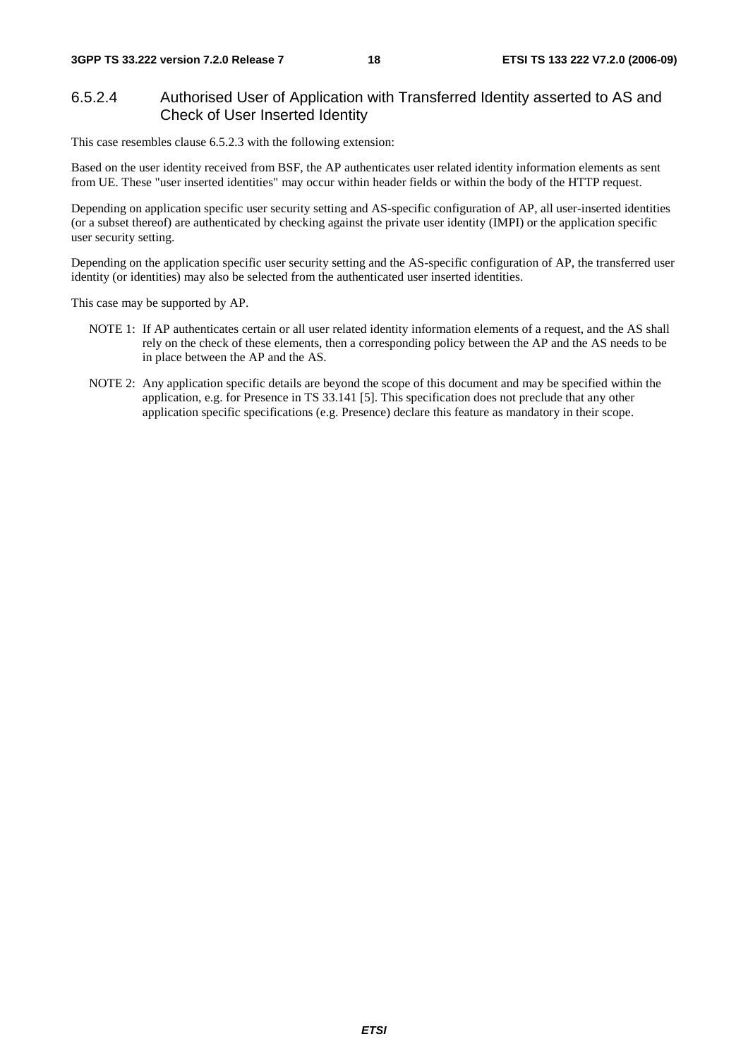#### 6.5.2.4 Authorised User of Application with Transferred Identity asserted to AS and Check of User Inserted Identity

This case resembles clause 6.5.2.3 with the following extension:

Based on the user identity received from BSF, the AP authenticates user related identity information elements as sent from UE. These "user inserted identities" may occur within header fields or within the body of the HTTP request.

Depending on application specific user security setting and AS-specific configuration of AP, all user-inserted identities (or a subset thereof) are authenticated by checking against the private user identity (IMPI) or the application specific user security setting.

Depending on the application specific user security setting and the AS-specific configuration of AP, the transferred user identity (or identities) may also be selected from the authenticated user inserted identities.

This case may be supported by AP.

NOTE 1: If AP authenticates certain or all user related identity information elements of a request, and the AS shall rely on the check of these elements, then a corresponding policy between the AP and the AS needs to be in place between the AP and the AS.

NOTE 2: Any application specific details are beyond the scope of this document and may be specified within the application, e.g. for Presence in TS 33.141 [5]. This specification does not preclude that any other application specific specifications (e.g. Presence) declare this feature as mandatory in their scope.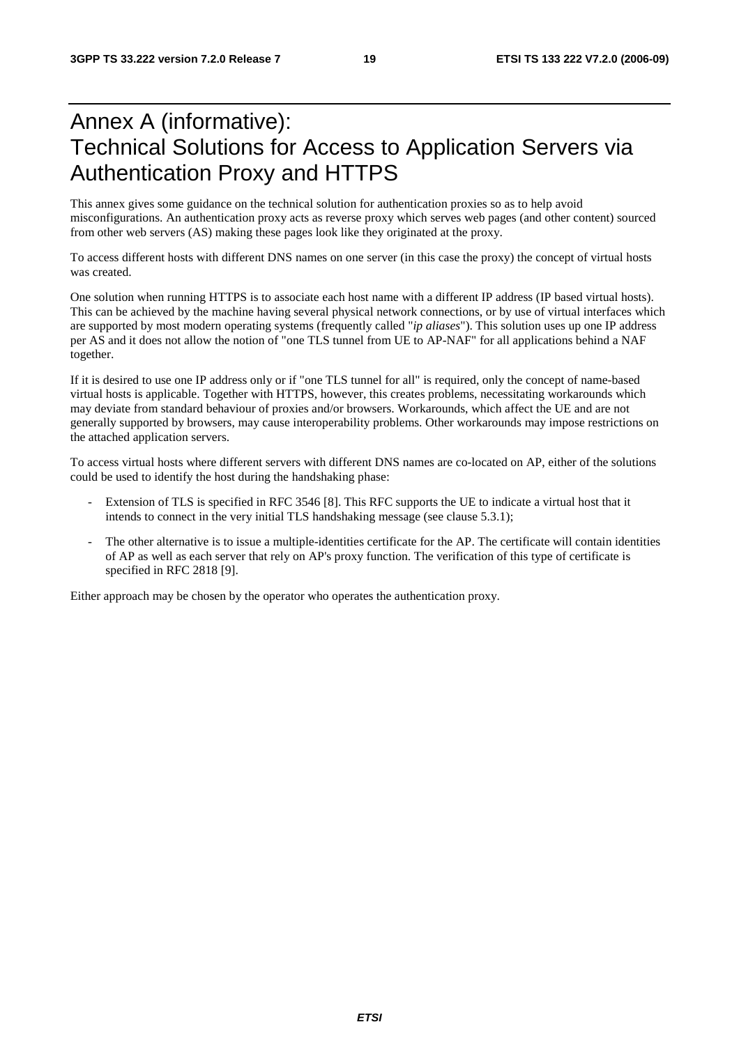# Annex A (informative): Technical Solutions for Access to Application Servers via Authentication Proxy and HTTPS

This annex gives some guidance on the technical solution for authentication proxies so as to help avoid misconfigurations. An authentication proxy acts as reverse proxy which serves web pages (and other content) sourced from other web servers (AS) making these pages look like they originated at the proxy.

To access different hosts with different DNS names on one server (in this case the proxy) the concept of virtual hosts was created.

One solution when running HTTPS is to associate each host name with a different IP address (IP based virtual hosts). This can be achieved by the machine having several physical network connections, or by use of virtual interfaces which are supported by most modern operating systems (frequently called "*ip aliases*"). This solution uses up one IP address per AS and it does not allow the notion of "one TLS tunnel from UE to AP-NAF" for all applications behind a NAF together.

If it is desired to use one IP address only or if "one TLS tunnel for all" is required, only the concept of name-based virtual hosts is applicable. Together with HTTPS, however, this creates problems, necessitating workarounds which may deviate from standard behaviour of proxies and/or browsers. Workarounds, which affect the UE and are not generally supported by browsers, may cause interoperability problems. Other workarounds may impose restrictions on the attached application servers.

To access virtual hosts where different servers with different DNS names are co-located on AP, either of the solutions could be used to identify the host during the handshaking phase:

- Extension of TLS is specified in RFC 3546 [8]. This RFC supports the UE to indicate a virtual host that it intends to connect in the very initial TLS handshaking message (see clause 5.3.1);
- The other alternative is to issue a multiple-identities certificate for the AP. The certificate will contain identities of AP as well as each server that rely on AP's proxy function. The verification of this type of certificate is specified in RFC 2818 [9].

Either approach may be chosen by the operator who operates the authentication proxy.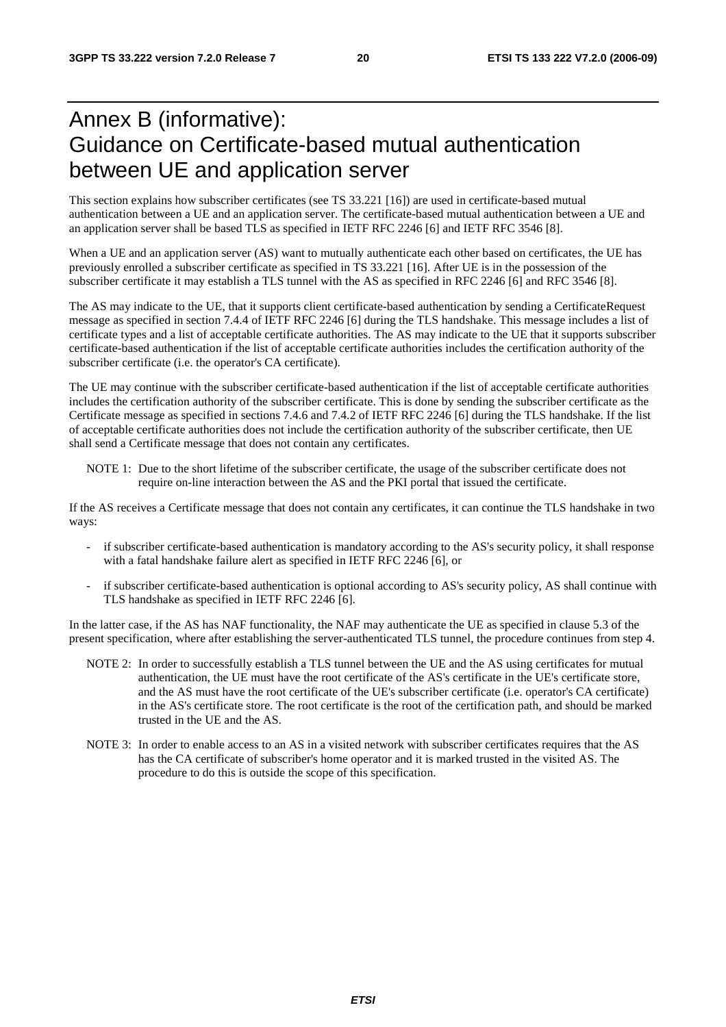# Annex B (informative): Guidance on Certificate-based mutual authentication between UE and application server

This section explains how subscriber certificates (see TS 33.221 [16]) are used in certificate-based mutual authentication between a UE and an application server. The certificate-based mutual authentication between a UE and an application server shall be based TLS as specified in IETF RFC 2246 [6] and IETF RFC 3546 [8].

When a UE and an application server (AS) want to mutually authenticate each other based on certificates, the UE has previously enrolled a subscriber certificate as specified in TS 33.221 [16]. After UE is in the possession of the subscriber certificate it may establish a TLS tunnel with the AS as specified in RFC 2246 [6] and RFC 3546 [8].

The AS may indicate to the UE, that it supports client certificate-based authentication by sending a CertificateRequest message as specified in section 7.4.4 of IETF RFC 2246 [6] during the TLS handshake. This message includes a list of certificate types and a list of acceptable certificate authorities. The AS may indicate to the UE that it supports subscriber certificate-based authentication if the list of acceptable certificate authorities includes the certification authority of the subscriber certificate (i.e. the operator's CA certificate).

The UE may continue with the subscriber certificate-based authentication if the list of acceptable certificate authorities includes the certification authority of the subscriber certificate. This is done by sending the subscriber certificate as the Certificate message as specified in sections 7.4.6 and 7.4.2 of IETF RFC 2246 [6] during the TLS handshake. If the list of acceptable certificate authorities does not include the certification authority of the subscriber certificate, then UE shall send a Certificate message that does not contain any certificates.

NOTE 1: Due to the short lifetime of the subscriber certificate, the usage of the subscriber certificate does not require on-line interaction between the AS and the PKI portal that issued the certificate.

If the AS receives a Certificate message that does not contain any certificates, it can continue the TLS handshake in two ways:

- if subscriber certificate-based authentication is mandatory according to the AS's security policy, it shall response with a fatal handshake failure alert as specified in IETF RFC 2246 [6], or
- if subscriber certificate-based authentication is optional according to AS's security policy, AS shall continue with TLS handshake as specified in IETF RFC 2246 [6].

In the latter case, if the AS has NAF functionality, the NAF may authenticate the UE as specified in clause 5.3 of the present specification, where after establishing the server-authenticated TLS tunnel, the procedure continues from step 4.

NOTE 2: In order to successfully establish a TLS tunnel between the UE and the AS using certificates for mutual authentication, the UE must have the root certificate of the AS's certificate in the UE's certificate store, and the AS must have the root certificate of the UE's subscriber certificate (i.e. operator's CA certificate) in the AS's certificate store. The root certificate is the root of the certification path, and should be marked trusted in the UE and the AS.

NOTE 3: In order to enable access to an AS in a visited network with subscriber certificates requires that the AS has the CA certificate of subscriber's home operator and it is marked trusted in the visited AS. The procedure to do this is outside the scope of this specification.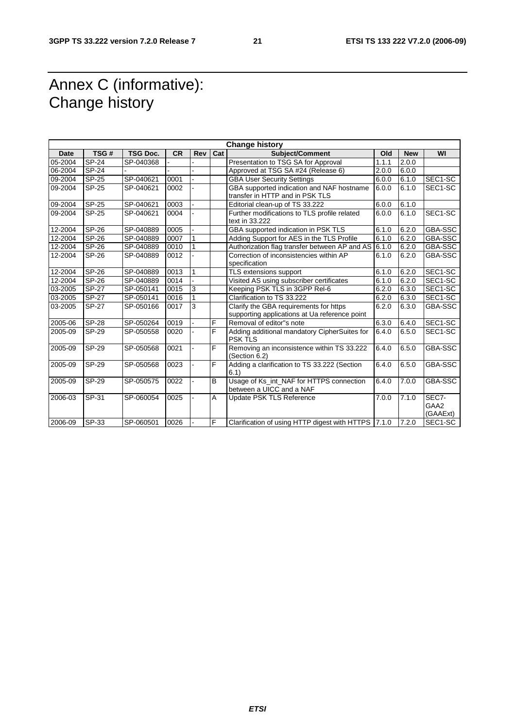# Annex C (informative): Change history

| Change history | | | | | | | | | |
|---|---|---|---|---|---|---|---|---|---|
| **Date** | **TSG #** | **TSG Doc.** | **CR** | **Rev** | **Cat** | **Subject/Comment** | **Old** | **New** | **WI** |
| 05-2004 | SP-24 | SP-040368 | - | - | | Presentation to TSG SA for Approval | 1.1.1 | 2.0.0 | |
| 06-2004 | SP-24 | - | - | - | | Approved at TSG SA #24 (Release 6) | 2.0.0 | 6.0.0 | |
| 09-2004 | SP-25 | SP-040621 | 0001 | - | | GBA User Security Settings | 6.0.0 | 6.1.0 | SEC1-SC |
| 09-2004 | SP-25 | SP-040621 | 0002 | - | | GBA supported indication and NAF hostname transfer in HTTP and in PSK TLS | 6.0.0 | 6.1.0 | SEC1-SC |
| 09-2004 | SP-25 | SP-040621 | 0003 | - | | Editorial clean-up of TS 33.222 | 6.0.0 | 6.1.0 | |
| 09-2004 | SP-25 | SP-040621 | 0004 | - | | Further modifications to TLS profile related text in 33.222 | 6.0.0 | 6.1.0 | SEC1-SC |
| 12-2004 | SP-26 | SP-040889 | 0005 | - | | GBA supported indication in PSK TLS | 6.1.0 | 6.2.0 | GBA-SSC |
| 12-2004 | SP-26 | SP-040889 | 0007 | 1 | | Adding Support for AES in the TLS Profile | 6.1.0 | 6.2.0 | GBA-SSC |
| 12-2004 | SP-26 | SP-040889 | 0010 | 1 | | Authorization flag transfer between AP and AS | 6.1.0 | 6.2.0 | GBA-SSC |
| 12-2004 | SP-26 | SP-040889 | 0012 | - | | Correction of inconsistencies within AP specification | 6.1.0 | 6.2.0 | GBA-SSC |
| 12-2004 | SP-26 | SP-040889 | 0013 | 1 | | TLS extensions support | 6.1.0 | 6.2.0 | SEC1-SC |
| 12-2004 | SP-26 | SP-040889 | 0014 | - | | Visited AS using subscriber certificates | 6.1.0 | 6.2.0 | SEC1-SC |
| 03-2005 | SP-27 | SP-050141 | 0015 | 3 | | Keeping PSK TLS in 3GPP Rel-6 | 6.2.0 | 6.3.0 | SEC1-SC |
| 03-2005 | SP-27 | SP-050141 | 0016 | 1 | | Clarification to TS 33.222 | 6.2.0 | 6.3.0 | SEC1-SC |
| 03-2005 | SP-27 | SP-050166 | 0017 | 3 | | Clarify the GBA requirements for https supporting applications at Ua reference point | 6.2.0 | 6.3.0 | GBA-SSC |
| 2005-06 | SP-28 | SP-050264 | 0019 | - | F | Removal of editor"s note | 6.3.0 | 6.4.0 | SEC1-SC |
| 2005-09 | SP-29 | SP-050558 | 0020 | - | F | Adding additional mandatory CipherSuites for PSK TLS | 6.4.0 | 6.5.0 | SEC1-SC |
| 2005-09 | SP-29 | SP-050568 | 0021 | - | F | Removing an inconsistence within TS 33.222 (Section 6.2) | 6.4.0 | 6.5.0 | GBA-SSC |
| 2005-09 | SP-29 | SP-050568 | 0023 | - | F | Adding a clarification to TS 33.222 (Section 6.1) | 6.4.0 | 6.5.0 | GBA-SSC |
| 2005-09 | SP-29 | SP-050575 | 0022 | - | B | Usage of Ks_int_NAF for HTTPS connection between a UICC and a NAF | 6.4.0 | 7.0.0 | GBA-SSC |
| 2006-03 | SP-31 | SP-060054 | 0025 | - | A | Update PSK TLS Reference | 7.0.0 | 7.1.0 | SEC7-GAA2 (GAAExt) |
| 2006-09 | SP-33 | SP-060501 | 0026 | - | F | Clarification of using HTTP digest with HTTPS | 7.1.0 | 7.2.0 | SEC1-SC |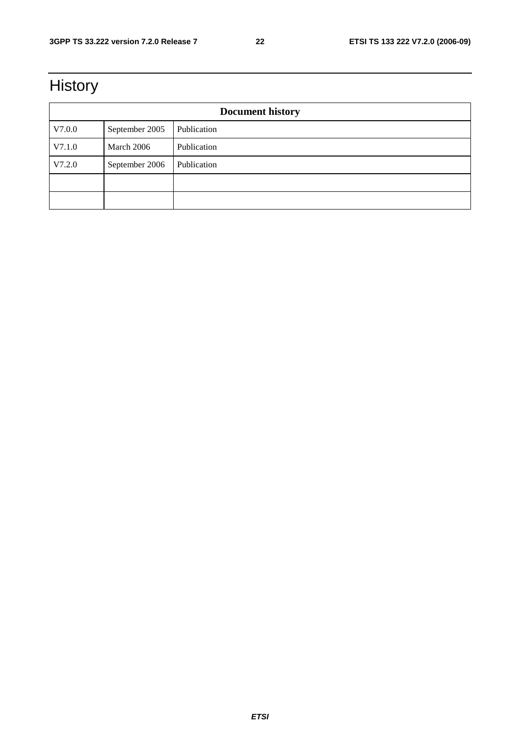# History

| Document history | | |
|---|---|---|
| V7.0.0 | September 2005 | Publication |
| V7.1.0 | March 2006 | Publication |
| V7.2.0 | September 2006 | Publication |
| | | |
| | | |